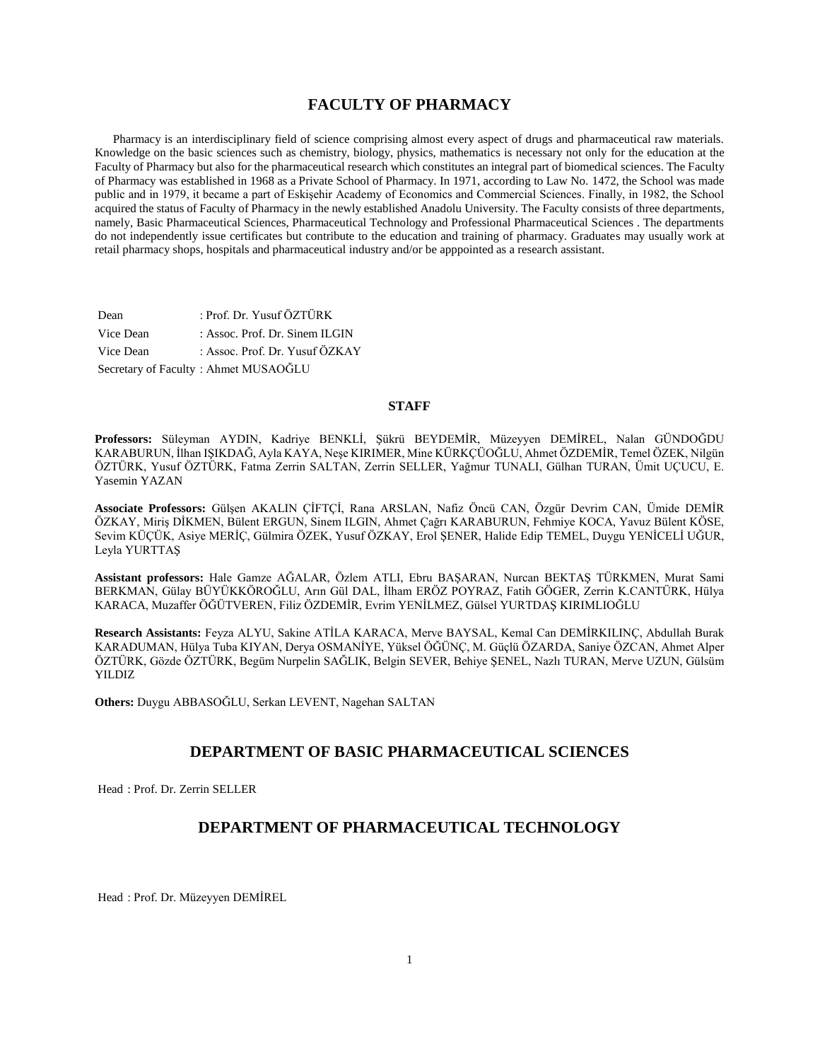# FACULTY OF PHARMACY

Pharmacy is an interdisciplinary field of science comprising almost every aspect of drugs and pharmaceutical raw materials. Knowledge on the basic sciences such as chemistry, biology, physics, mathematics is necessary not only for the education at the Faculty of Pharmacy but also for the pharmaceutical research which constitutes an integral part of biomedical sciences. The Faculty of Pharmacy was established in 1968 as a Private School of Pharmacy. In 1971, according to Law No. 1472, the School was made public and in 1979, it became a part of Eskişehir Academy of Economics and Commercial Sciences. Finally, in 1982, the School acquired the status of Faculty of Pharmacy in the newly established Anadolu University. The Faculty consists of three departments, namely, Basic Pharmaceutical Sciences, Pharmaceutical Technology and Professional Pharmaceutical Sciences . The departments do not independently issue certificates but contribute to the education and training of pharmacy. Graduates may usually work at retail pharmacy shops, hospitals and pharmaceutical industry and/or be apppointed as a research assistant.

Dean : Prof. Dr. Yusuf ÖZTÜRK
Vice Dean : Assoc. Prof. Dr. Sinem ILGIN
Vice Dean : Assoc. Prof. Dr. Yusuf ÖZKAY
Secretary of Faculty : Ahmet MUSAOĞLU

### STAFF

**Professors:** Süleyman AYDIN, Kadriye BENKLİ, Şükrü BEYDEMİR, Müzeyyen DEMİREL, Nalan GÜNDOĞDU KARABURUN, İlhan IŞIKDAĞ, Ayla KAYA, Neşe KIRIMER, Mine KÜRKÇÜOĞLU, Ahmet ÖZDEMİR, Temel ÖZEK, Nilgün ÖZTÜRK, Yusuf ÖZTÜRK, Fatma Zerrin SALTAN, Zerrin SELLER, Yağmur TUNALI, Gülhan TURAN, Ümit UÇUCU, E. Yasemin YAZAN

**Associate Professors:** Gülşen AKALIN ÇİFTÇİ, Rana ARSLAN, Nafiz Öncü CAN, Özgür Devrim CAN, Ümide DEMİR ÖZKAY, Miriş DİKMEN, Bülent ERGUN, Sinem ILGIN, Ahmet Çağrı KARABURUN, Fehmiye KOCA, Yavuz Bülent KÖSE, Sevim KÜÇÜK, Asiye MERİÇ, Gülmira ÖZEK, Yusuf ÖZKAY, Erol ŞENER, Halide Edip TEMEL, Duygu YENİCELİ UĞUR, Leyla YURTTAŞ

**Assistant professors:** Hale Gamze AĞALAR, Özlem ATLI, Ebru BAŞARAN, Nurcan BEKTAŞ TÜRKMEN, Murat Sami BERKMAN, Gülay BÜYÜKKÖROĞLU, Arın Gül DAL, İlham ERÖZ POYRAZ, Fatih GÖGER, Zerrin K.CANTÜRK, Hülya KARACA, Muzaffer ÖĞÜTVEREN, Filiz ÖZDEMİR, Evrim YENİLMEZ, Gülsel YURTDAŞ KIRIMLIOĞLU

**Research Assistants:** Feyza ALYU, Sakine ATİLA KARACA, Merve BAYSAL, Kemal Can DEMİRKILINÇ, Abdullah Burak KARADUMAN, Hülya Tuba KIYAN, Derya OSMANİYE, Yüksel ÖĞÜNÇ, M. Güçlü ÖZARDA, Saniye ÖZCAN, Ahmet Alper ÖZTÜRK, Gözde ÖZTÜRK, Begüm Nurpelin SAĞLIK, Belgin SEVER, Behiye ŞENEL, Nazlı TURAN, Merve UZUN, Gülsüm YILDIZ

**Others:** Duygu ABBASOĞLU, Serkan LEVENT, Nagehan SALTAN

## DEPARTMENT OF BASIC PHARMACEUTICAL SCIENCES

Head : Prof. Dr. Zerrin SELLER

## DEPARTMENT OF PHARMACEUTICAL TECHNOLOGY

Head : Prof. Dr. Müzeyyen DEMİREL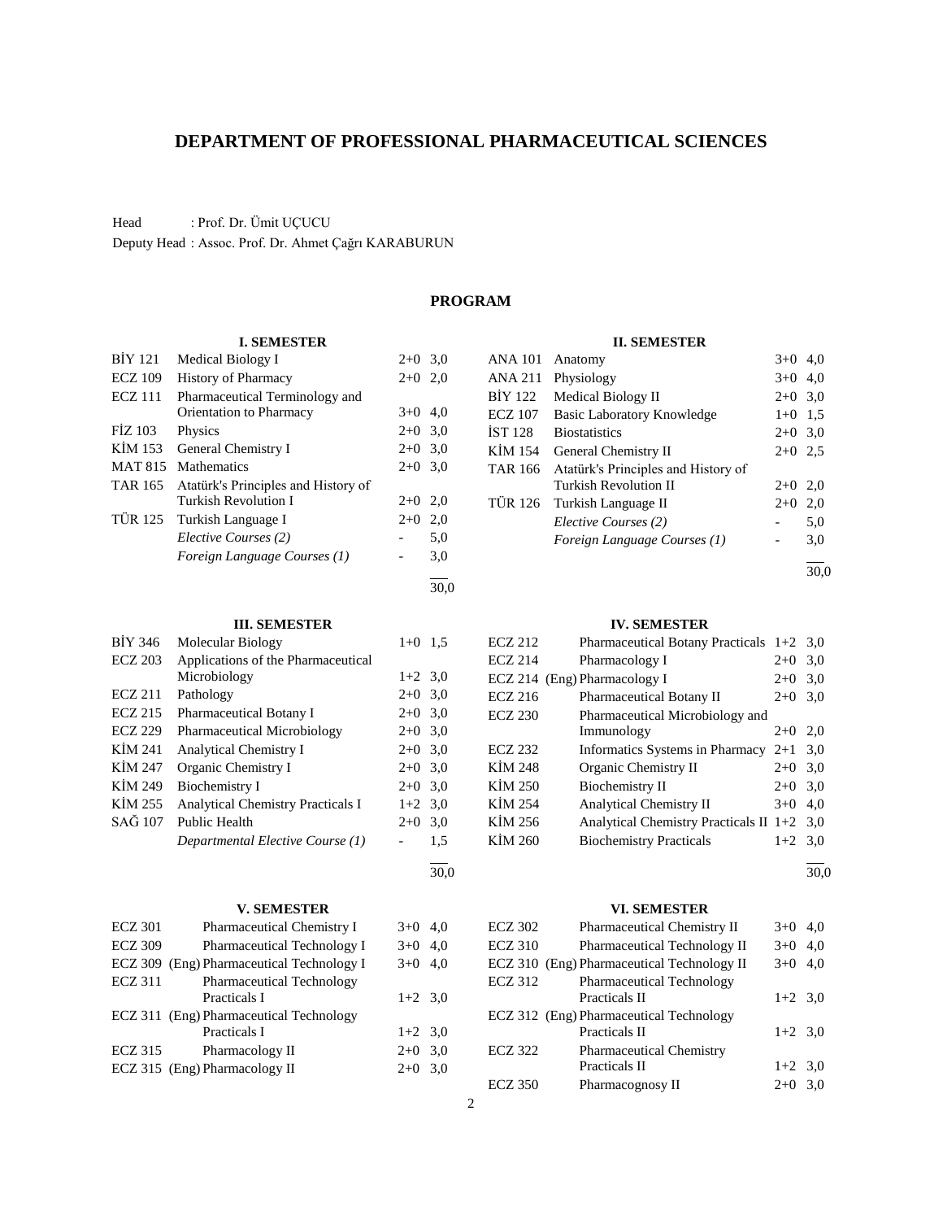# DEPARTMENT OF PROFESSIONAL PHARMACEUTICAL SCIENCES

Head : Prof. Dr. Ümit UÇUCU

Deputy Head : Assoc. Prof. Dr. Ahmet Çağrı KARABURUN

## PROGRAM

### I. SEMESTER

| Code | Course | Hours | Credits |
|---|---|---|---|
| BİY 121 | Medical Biology I | 2+0 | 3,0 |
| ECZ 109 | History of Pharmacy | 2+0 | 2,0 |
| ECZ 111 | Pharmaceutical Terminology and Orientation to Pharmacy | 3+0 | 4,0 |
| FİZ 103 | Physics | 2+0 | 3,0 |
| KİM 153 | General Chemistry I | 2+0 | 3,0 |
| MAT 815 | Mathematics | 2+0 | 3,0 |
| TAR 165 | Atatürk's Principles and History of Turkish Revolution I | 2+0 | 2,0 |
| TÜR 125 | Turkish Language I | 2+0 | 2,0 |
| | *Elective Courses (2)* | - | 5,0 |
| | *Foreign Language Courses (1)* | - | 3,0 |
| | | | 30,0 |

### II. SEMESTER

| Code | Course | Hours | Credits |
|---|---|---|---|
| ANA 101 | Anatomy | 3+0 | 4,0 |
| ANA 211 | Physiology | 3+0 | 4,0 |
| BİY 122 | Medical Biology II | 2+0 | 3,0 |
| ECZ 107 | Basic Laboratory Knowledge | 1+0 | 1,5 |
| İST 128 | Biostatistics | 2+0 | 3,0 |
| KİM 154 | General Chemistry II | 2+0 | 2,5 |
| TAR 166 | Atatürk's Principles and History of Turkish Revolution II | 2+0 | 2,0 |
| TÜR 126 | Turkish Language II | 2+0 | 2,0 |
| | *Elective Courses (2)* | - | 5,0 |
| | *Foreign Language Courses (1)* | - | 3,0 |
| | | | 30,0 |

### III. SEMESTER

| Code | Course | Hours | Credits |
|---|---|---|---|
| BİY 346 | Molecular Biology | 1+0 | 1,5 |
| ECZ 203 | Applications of the Pharmaceutical Microbiology | 1+2 | 3,0 |
| ECZ 211 | Pathology | 2+0 | 3,0 |
| ECZ 215 | Pharmaceutical Botany I | 2+0 | 3,0 |
| ECZ 229 | Pharmaceutical Microbiology | 2+0 | 3,0 |
| KİM 241 | Analytical Chemistry I | 2+0 | 3,0 |
| KİM 247 | Organic Chemistry I | 2+0 | 3,0 |
| KİM 249 | Biochemistry I | 2+0 | 3,0 |
| KİM 255 | Analytical Chemistry Practicals I | 1+2 | 3,0 |
| SAĞ 107 | Public Health | 2+0 | 3,0 |
| | *Departmental Elective Course (1)* | - | 1,5 |
| | | | 30,0 |

### IV. SEMESTER

| Code | Course | Hours | Credits |
|---|---|---|---|
| ECZ 212 | Pharmaceutical Botany Practicals | 1+2 | 3,0 |
| ECZ 214 | Pharmacology I | 2+0 | 3,0 |
| ECZ 214 (Eng) | Pharmacology I | 2+0 | 3,0 |
| ECZ 216 | Pharmaceutical Botany II | 2+0 | 3,0 |
| ECZ 230 | Pharmaceutical Microbiology and Immunology | 2+0 | 2,0 |
| ECZ 232 | Informatics Systems in Pharmacy | 2+1 | 3,0 |
| KİM 248 | Organic Chemistry II | 2+0 | 3,0 |
| KİM 250 | Biochemistry II | 2+0 | 3,0 |
| KİM 254 | Analytical Chemistry II | 3+0 | 4,0 |
| KİM 256 | Analytical Chemistry Practicals II | 1+2 | 3,0 |
| KİM 260 | Biochemistry Practicals | 1+2 | 3,0 |
| | | | 30,0 |

### V. SEMESTER

| Code | Course | Hours | Credits |
|---|---|---|---|
| ECZ 301 | Pharmaceutical Chemistry I | 3+0 | 4,0 |
| ECZ 309 | Pharmaceutical Technology I | 3+0 | 4,0 |
| ECZ 309 (Eng) | Pharmaceutical Technology I | 3+0 | 4,0 |
| ECZ 311 | Pharmaceutical Technology Practicals I | 1+2 | 3,0 |
| ECZ 311 (Eng) | Pharmaceutical Technology Practicals I | 1+2 | 3,0 |
| ECZ 315 | Pharmacology II | 2+0 | 3,0 |
| ECZ 315 (Eng) | Pharmacology II | 2+0 | 3,0 |

### VI. SEMESTER

| Code | Course | Hours | Credits |
|---|---|---|---|
| ECZ 302 | Pharmaceutical Chemistry II | 3+0 | 4,0 |
| ECZ 310 | Pharmaceutical Technology II | 3+0 | 4,0 |
| ECZ 310 (Eng) | Pharmaceutical Technology II | 3+0 | 4,0 |
| ECZ 312 | Pharmaceutical Technology Practicals II | 1+2 | 3,0 |
| ECZ 312 (Eng) | Pharmaceutical Technology Practicals II | 1+2 | 3,0 |
| ECZ 322 | Pharmaceutical Chemistry Practicals II | 1+2 | 3,0 |
| ECZ 350 | Pharmacognosy II | 2+0 | 3,0 |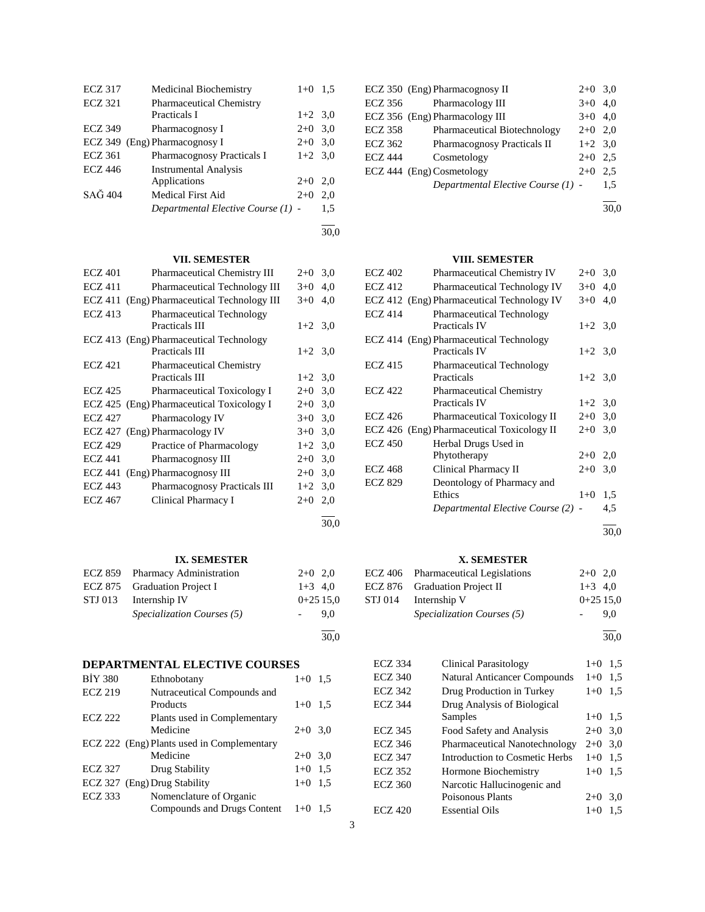| | | | |
|---|---|---|---|
| ECZ 317 | Medicinal Biochemistry | 1+0 | 1,5 |
| ECZ 321 | Pharmaceutical Chemistry Practicals I | 1+2 | 3,0 |
| ECZ 349 | Pharmacognosy I | 2+0 | 3,0 |
| ECZ 349 | (Eng) Pharmacognosy I | 2+0 | 3,0 |
| ECZ 361 | Pharmacognosy Practicals I | 1+2 | 3,0 |
| ECZ 446 | Instrumental Analysis Applications | 2+0 | 2,0 |
| SAĞ 404 | Medical First Aid | 2+0 | 2,0 |
| | *Departmental Elective Course (1)* | - | 1,5 |
| | | | 30,0 |

| | | | |
|---|---|---|---|
| ECZ 350 | (Eng) Pharmacognosy II | 2+0 | 3,0 |
| ECZ 356 | Pharmacology III | 3+0 | 4,0 |
| ECZ 356 | (Eng) Pharmacology III | 3+0 | 4,0 |
| ECZ 358 | Pharmaceutical Biotechnology | 2+0 | 2,0 |
| ECZ 362 | Pharmacognosy Practicals II | 1+2 | 3,0 |
| ECZ 444 | Cosmetology | 2+0 | 2,5 |
| ECZ 444 | (Eng) Cosmetology | 2+0 | 2,5 |
| | *Departmental Elective Course (1)* | - | 1,5 |
| | | | 30,0 |

### VII. SEMESTER

| | | | |
|---|---|---|---|
| ECZ 401 | Pharmaceutical Chemistry III | 2+0 | 3,0 |
| ECZ 411 | Pharmaceutical Technology III | 3+0 | 4,0 |
| ECZ 411 | (Eng) Pharmaceutical Technology III | 3+0 | 4,0 |
| ECZ 413 | Pharmaceutical Technology Practicals III | 1+2 | 3,0 |
| ECZ 413 | (Eng) Pharmaceutical Technology Practicals III | 1+2 | 3,0 |
| ECZ 421 | Pharmaceutical Chemistry Practicals III | 1+2 | 3,0 |
| ECZ 425 | Pharmaceutical Toxicology I | 2+0 | 3,0 |
| ECZ 425 | (Eng) Pharmaceutical Toxicology I | 2+0 | 3,0 |
| ECZ 427 | Pharmacology IV | 3+0 | 3,0 |
| ECZ 427 | (Eng) Pharmacology IV | 3+0 | 3,0 |
| ECZ 429 | Practice of Pharmacology | 1+2 | 3,0 |
| ECZ 441 | Pharmacognosy III | 2+0 | 3,0 |
| ECZ 441 | (Eng) Pharmacognosy III | 2+0 | 3,0 |
| ECZ 443 | Pharmacognosy Practicals III | 1+2 | 3,0 |
| ECZ 467 | Clinical Pharmacy I | 2+0 | 2,0 |
| | | | 30,0 |

### VIII. SEMESTER

| | | | |
|---|---|---|---|
| ECZ 402 | Pharmaceutical Chemistry IV | 2+0 | 3,0 |
| ECZ 412 | Pharmaceutical Technology IV | 3+0 | 4,0 |
| ECZ 412 | (Eng) Pharmaceutical Technology IV | 3+0 | 4,0 |
| ECZ 414 | Pharmaceutical Technology Practicals IV | 1+2 | 3,0 |
| ECZ 414 | (Eng) Pharmaceutical Technology Practicals IV | 1+2 | 3,0 |
| ECZ 415 | Pharmaceutical Technology Practicals | 1+2 | 3,0 |
| ECZ 422 | Pharmaceutical Chemistry Practicals IV | 1+2 | 3,0 |
| ECZ 426 | Pharmaceutical Toxicology II | 2+0 | 3,0 |
| ECZ 426 | (Eng) Pharmaceutical Toxicology II | 2+0 | 3,0 |
| ECZ 450 | Herbal Drugs Used in Phytotherapy | 2+0 | 2,0 |
| ECZ 468 | Clinical Pharmacy II | 2+0 | 3,0 |
| ECZ 829 | Deontology of Pharmacy and Ethics | 1+0 | 1,5 |
| | *Departmental Elective Course (2)* | - | 4,5 |
| | | | 30,0 |

### IX. SEMESTER

| | | | |
|---|---|---|---|
| ECZ 859 | Pharmacy Administration | 2+0 | 2,0 |
| ECZ 875 | Graduation Project I | 1+3 | 4,0 |
| STJ 013 | Internship IV | 0+25 | 15,0 |
| | *Specialization Courses (5)* | - | 9,0 |
| | | | 30,0 |

### X. SEMESTER

| | | | |
|---|---|---|---|
| ECZ 406 | Pharmaceutical Legislations | 2+0 | 2,0 |
| ECZ 876 | Graduation Project II | 1+3 | 4,0 |
| STJ 014 | Internship V | 0+25 | 15,0 |
| | *Specialization Courses (5)* | - | 9,0 |
| | | | 30,0 |

## DEPARTMENTAL ELECTIVE COURSES

| | | | |
|---|---|---|---|
| BİY 380 | Ethnobotany | 1+0 | 1,5 |
| ECZ 219 | Nutraceutical Compounds and Products | 1+0 | 1,5 |
| ECZ 222 | Plants used in Complementary Medicine | 2+0 | 3,0 |
| ECZ 222 | (Eng) Plants used in Complementary Medicine | 2+0 | 3,0 |
| ECZ 327 | Drug Stability | 1+0 | 1,5 |
| ECZ 327 | (Eng) Drug Stability | 1+0 | 1,5 |
| ECZ 333 | Nomenclature of Organic Compounds and Drugs Content | 1+0 | 1,5 |
| ECZ 334 | Clinical Parasitology | 1+0 | 1,5 |
| ECZ 340 | Natural Anticancer Compounds | 1+0 | 1,5 |
| ECZ 342 | Drug Production in Turkey | 1+0 | 1,5 |
| ECZ 344 | Drug Analysis of Biological Samples | 1+0 | 1,5 |
| ECZ 345 | Food Safety and Analysis | 2+0 | 3,0 |
| ECZ 346 | Pharmaceutical Nanotechnology | 2+0 | 3,0 |
| ECZ 347 | Introduction to Cosmetic Herbs | 1+0 | 1,5 |
| ECZ 352 | Hormone Biochemistry | 1+0 | 1,5 |
| ECZ 360 | Narcotic Hallucinogenic and Poisonous Plants | 2+0 | 3,0 |
| ECZ 420 | Essential Oils | 1+0 | 1,5 |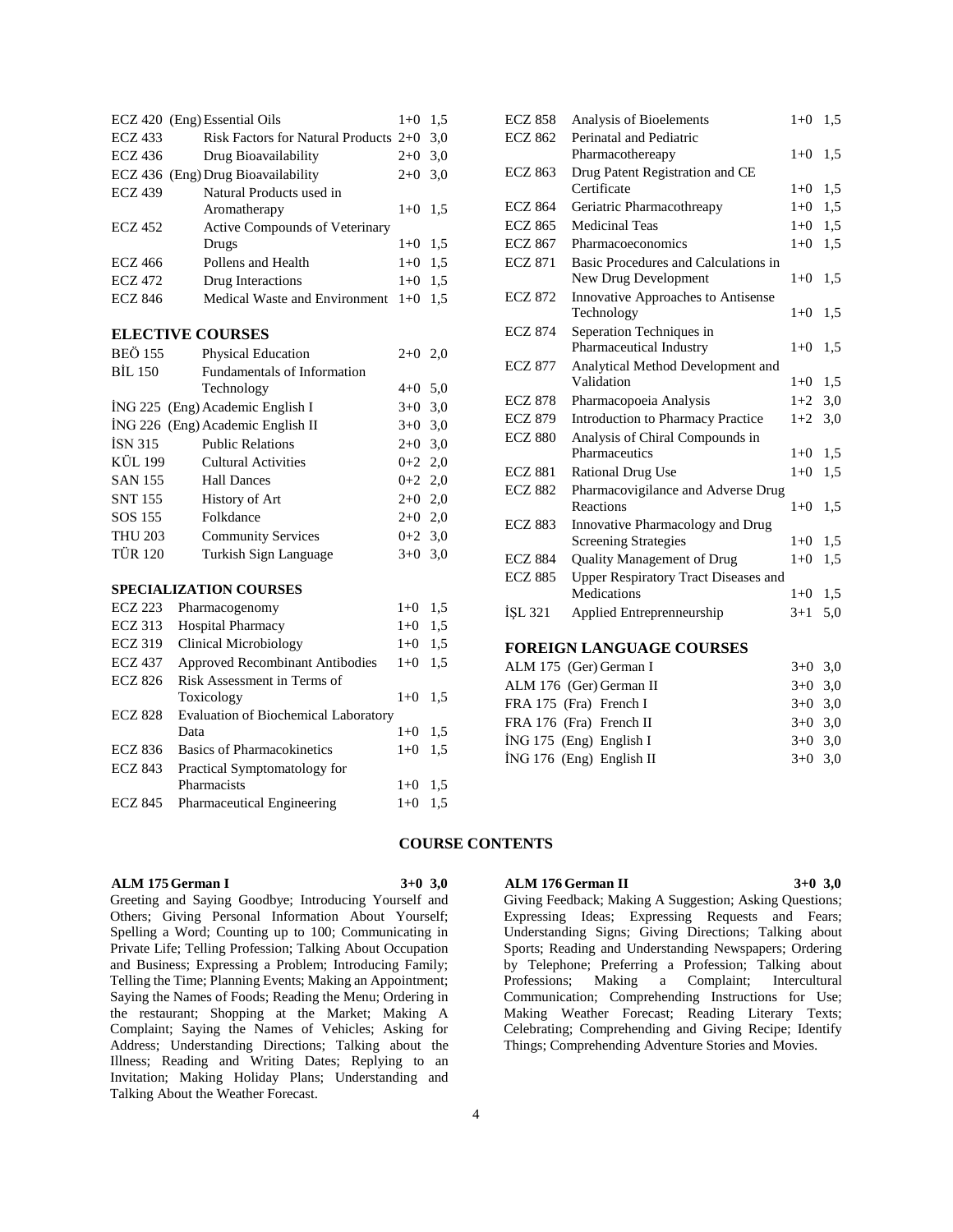| | | | |
|---|---|---|---|
| ECZ 420 | (Eng) Essential Oils | 1+0 | 1,5 |
| ECZ 433 | Risk Factors for Natural Products | 2+0 | 3,0 |
| ECZ 436 | Drug Bioavailability | 2+0 | 3,0 |
| ECZ 436 | (Eng) Drug Bioavailability | 2+0 | 3,0 |
| ECZ 439 | Natural Products used in Aromatherapy | 1+0 | 1,5 |
| ECZ 452 | Active Compounds of Veterinary Drugs | 1+0 | 1,5 |
| ECZ 466 | Pollens and Health | 1+0 | 1,5 |
| ECZ 472 | Drug Interactions | 1+0 | 1,5 |
| ECZ 846 | Medical Waste and Environment | 1+0 | 1,5 |

## ELECTIVE COURSES

| | | | |
|---|---|---|---|
| BEÖ 155 | Physical Education | 2+0 | 2,0 |
| BİL 150 | Fundamentals of Information Technology | 4+0 | 5,0 |
| İNG 225 | (Eng) Academic English I | 3+0 | 3,0 |
| İNG 226 | (Eng) Academic English II | 3+0 | 3,0 |
| İSN 315 | Public Relations | 2+0 | 3,0 |
| KÜL 199 | Cultural Activities | 0+2 | 2,0 |
| SAN 155 | Hall Dances | 0+2 | 2,0 |
| SNT 155 | History of Art | 2+0 | 2,0 |
| SOS 155 | Folkdance | 2+0 | 2,0 |
| THU 203 | Community Services | 0+2 | 3,0 |
| TÜR 120 | Turkish Sign Language | 3+0 | 3,0 |

### SPECIALIZATION COURSES

| | | | |
|---|---|---|---|
| ECZ 223 | Pharmacogenomy | 1+0 | 1,5 |
| ECZ 313 | Hospital Pharmacy | 1+0 | 1,5 |
| ECZ 319 | Clinical Microbiology | 1+0 | 1,5 |
| ECZ 437 | Approved Recombinant Antibodies | 1+0 | 1,5 |
| ECZ 826 | Risk Assessment in Terms of Toxicology | 1+0 | 1,5 |
| ECZ 828 | Evaluation of Biochemical Laboratory Data | 1+0 | 1,5 |
| ECZ 836 | Basics of Pharmacokinetics | 1+0 | 1,5 |
| ECZ 843 | Practical Symptomatology for Pharmacists | 1+0 | 1,5 |
| ECZ 845 | Pharmaceutical Engineering | 1+0 | 1,5 |
| ECZ 858 | Analysis of Bioelements | 1+0 | 1,5 |
| ECZ 862 | Perinatal and Pediatric Pharmacothereapy | 1+0 | 1,5 |
| ECZ 863 | Drug Patent Registration and CE Certificate | 1+0 | 1,5 |
| ECZ 864 | Geriatric Pharmacothreapy | 1+0 | 1,5 |
| ECZ 865 | Medicinal Teas | 1+0 | 1,5 |
| ECZ 867 | Pharmacoeconomics | 1+0 | 1,5 |
| ECZ 871 | Basic Procedures and Calculations in New Drug Development | 1+0 | 1,5 |
| ECZ 872 | Innovative Approaches to Antisense Technology | 1+0 | 1,5 |
| ECZ 874 | Seperation Techniques in Pharmaceutical Industry | 1+0 | 1,5 |
| ECZ 877 | Analytical Method Development and Validation | 1+0 | 1,5 |
| ECZ 878 | Pharmacopoeia Analysis | 1+2 | 3,0 |
| ECZ 879 | Introduction to Pharmacy Practice | 1+2 | 3,0 |
| ECZ 880 | Analysis of Chiral Compounds in Pharmaceutics | 1+0 | 1,5 |
| ECZ 881 | Rational Drug Use | 1+0 | 1,5 |
| ECZ 882 | Pharmacovigilance and Adverse Drug Reactions | 1+0 | 1,5 |
| ECZ 883 | Innovative Pharmacology and Drug Screening Strategies | 1+0 | 1,5 |
| ECZ 884 | Quality Management of Drug | 1+0 | 1,5 |
| ECZ 885 | Upper Respiratory Tract Diseases and Medications | 1+0 | 1,5 |
| İŞL 321 | Applied Entreprenneurship | 3+1 | 5,0 |

## FOREIGN LANGUAGE COURSES

| | | | |
|---|---|---|---|
| ALM 175 | (Ger) German I | 3+0 | 3,0 |
| ALM 176 | (Ger) German II | 3+0 | 3,0 |
| FRA 175 | (Fra) French I | 3+0 | 3,0 |
| FRA 176 | (Fra) French II | 3+0 | 3,0 |
| İNG 175 | (Eng) English I | 3+0 | 3,0 |
| İNG 176 | (Eng) English II | 3+0 | 3,0 |

## COURSE CONTENTS

**ALM 175 German I 3+0 3,0**

Greeting and Saying Goodbye; Introducing Yourself and Others; Giving Personal Information About Yourself; Spelling a Word; Counting up to 100; Communicating in Private Life; Telling Profession; Talking About Occupation and Business; Expressing a Problem; Introducing Family; Telling the Time; Planning Events; Making an Appointment; Saying the Names of Foods; Reading the Menu; Ordering in the restaurant; Shopping at the Market; Making A Complaint; Saying the Names of Vehicles; Asking for Address; Understanding Directions; Talking about the Illness; Reading and Writing Dates; Replying to an Invitation; Making Holiday Plans; Understanding and Talking About the Weather Forecast.

**ALM 176 German II 3+0 3,0**

Giving Feedback; Making A Suggestion; Asking Questions; Expressing Ideas; Expressing Requests and Fears; Understanding Signs; Giving Directions; Talking about Sports; Reading and Understanding Newspapers; Ordering by Telephone; Preferring a Profession; Talking about Professions; Making a Complaint; Intercultural Communication; Comprehending Instructions for Use; Making Weather Forecast; Reading Literary Texts; Celebrating; Comprehending and Giving Recipe; Identify Things; Comprehending Adventure Stories and Movies.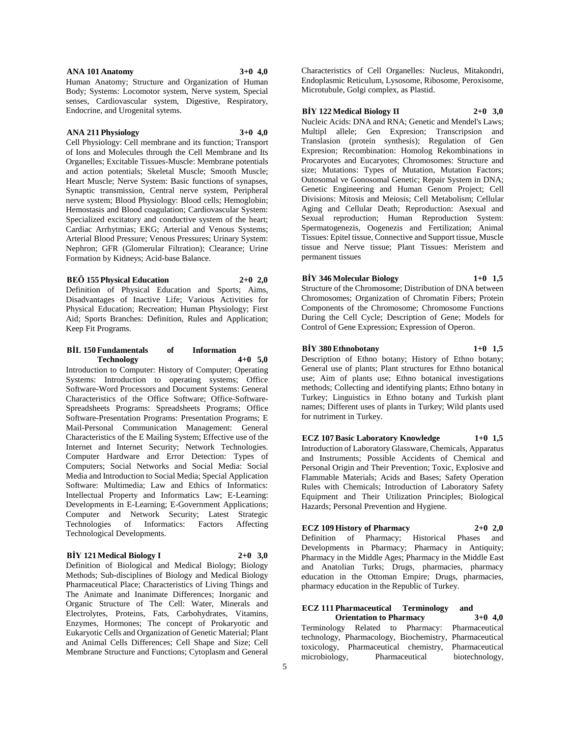**ANA 101 Anatomy 3+0 4,0**

Human Anatomy; Structure and Organization of Human Body; Systems: Locomotor system, Nerve system, Special senses, Cardiovascular system, Digestive, Respiratory, Endocrine, and Urogenital sytems.

**ANA 211 Physiology 3+0 4,0**

Cell Physiology: Cell membrane and its function; Transport of Ions and Molecules through the Cell Membrane and Its Organelles; Excitable Tissues-Muscle: Membrane potentials and action potentials; Skeletal Muscle; Smooth Muscle; Heart Muscle; Nerve System: Basic functions of synapses, Synaptic transmission, Central nerve system, Peripheral nerve system; Blood Physiology: Blood cells; Hemoglobin; Hemostasis and Blood coagulation; Cardiovascular System: Specialized excitatory and conductive system of the heart; Cardiac Arrhytmias; EKG; Arterial and Venous Systems; Arterial Blood Pressure; Venous Pressures; Urinary System: Nephron; GFR (Glomerular Filtration); Clearance; Urine Formation by Kidneys; Acid-base Balance.

**BEÖ 155 Physical Education 2+0 2,0**

Definition of Physical Education and Sports; Aims, Disadvantages of Inactive Life; Various Activities for Physical Education; Recreation; Human Physiology; First Aid; Sports Branches: Definition, Rules and Application; Keep Fit Programs.

**BİL 150 Fundamentals of Information Technology 4+0 5,0**

Introduction to Computer: History of Computer; Operating Systems: Introduction to operating systems; Office Software-Word Processors and Document Systems: General Characteristics of the Office Software; Office-Software-Spreadsheets Programs: Spreadsheets Programs; Office Software-Presentation Programs: Presentation Programs; E Mail-Personal Communication Management: General Characteristics of the E Mailing System; Effective use of the Internet and Internet Security; Network Technologies. Computer Hardware and Error Detection: Types of Computers; Social Networks and Social Media: Social Media and Introduction to Social Media; Special Application Software: Multimedia; Law and Ethics of Informatics: Intellectual Property and Informatics Law; E-Learning: Developments in E-Learning; E-Government Applications; Computer and Network Security; Latest Strategic Technologies of Informatics: Factors Affecting Technological Developments.

**BİY 121 Medical Biology I 2+0 3,0**

Definition of Biological and Medical Biology; Biology Methods; Sub-disciplines of Biology and Medical Biology Pharmaceutical Place; Characteristics of Living Things and The Animate and Inanimate Differences; Inorganic and Organic Structure of The Cell: Water, Minerals and Electrolytes, Proteins, Fats, Carbohydrates, Vitamins, Enzymes, Hormones; The concept of Prokaryotic and Eukaryotic Cells and Organization of Genetic Material; Plant and Animal Cells Differences; Cell Shape and Size; Cell Membrane Structure and Functions; Cytoplasm and General Characteristics of Cell Organelles: Nucleus, Mitakondri, Endoplasmic Reticulum, Lysosome, Ribosome, Peroxisome, Microtubule, Golgi complex, as Plastid.

**BİY 122 Medical Biology II 2+0 3,0**

Nucleic Acids: DNA and RNA; Genetic and Mendel's Laws; Multipl allele; Gen Expresion; Transcripsion and Translasion (protein synthesis); Regulation of Gen Expresion; Recombination: Homolog Rekombinations in Procaryotes and Eucaryotes; Chromosomes: Structure and size; Mutations: Types of Mutation, Mutation Factors; Outosomal ve Gonosomal Genetic; Repair System in DNA; Genetic Engineering and Human Genom Project; Cell Divisions: Mitosis and Meiosis; Cell Metabolism; Cellular Aging and Cellular Death; Reproduction: Asexual and Sexual reproduction; Human Reproduction System: Spermatogenezis, Oogenezis and Fertilization; Animal Tissues: Epitel tissue, Connective and Support tissue, Muscle tissue and Nerve tissue; Plant Tissues: Meristem and permanent tissues

**BİY 346 Molecular Biology 1+0 1,5**

Structure of the Chromosome; Distribution of DNA between Chromosomes; Organization of Chromatin Fibers; Protein Components of the Chromosome; Chromosome Functions During the Cell Cycle; Description of Gene; Models for Control of Gene Expression; Expression of Operon.

**BİY 380 Ethnobotany 1+0 1,5**

Description of Ethno botany; History of Ethno botany; General use of plants; Plant structures for Ethno botanical use; Aim of plants use; Ethno botanical investigations methods; Collecting and identifying plants; Ethno botany in Turkey; Linguistics in Ethno botany and Turkish plant names; Different uses of plants in Turkey; Wild plants used for nutriment in Turkey.

**ECZ 107 Basic Laboratory Knowledge 1+0 1,5**

Introduction of Laboratory Glassware, Chemicals, Apparatus and Instruments; Possible Accidents of Chemical and Personal Origin and Their Prevention; Toxic, Explosive and Flammable Materials; Acids and Bases; Safety Operation Rules with Chemicals; Introduction of Laboratory Safety Equipment and Their Utilization Principles; Biological Hazards; Personal Prevention and Hygiene.

**ECZ 109 History of Pharmacy 2+0 2,0**

Definition of Pharmacy; Historical Phases and Developments in Pharmacy; Pharmacy in Antiquity; Pharmacy in the Middle Ages; Pharmacy in the Middle East and Anatolian Turks; Drugs, pharmacies, pharmacy education in the Ottoman Empire; Drugs, pharmacies, pharmacy education in the Republic of Turkey.

**ECZ 111 Pharmaceutical Terminology and Orientation to Pharmacy 3+0 4,0**

Terminology Related to Pharmacy: Pharmaceutical technology, Pharmacology, Biochemistry, Pharmaceutical toxicology, Pharmaceutical chemistry, Pharmaceutical microbiology, Pharmaceutical biotechnology,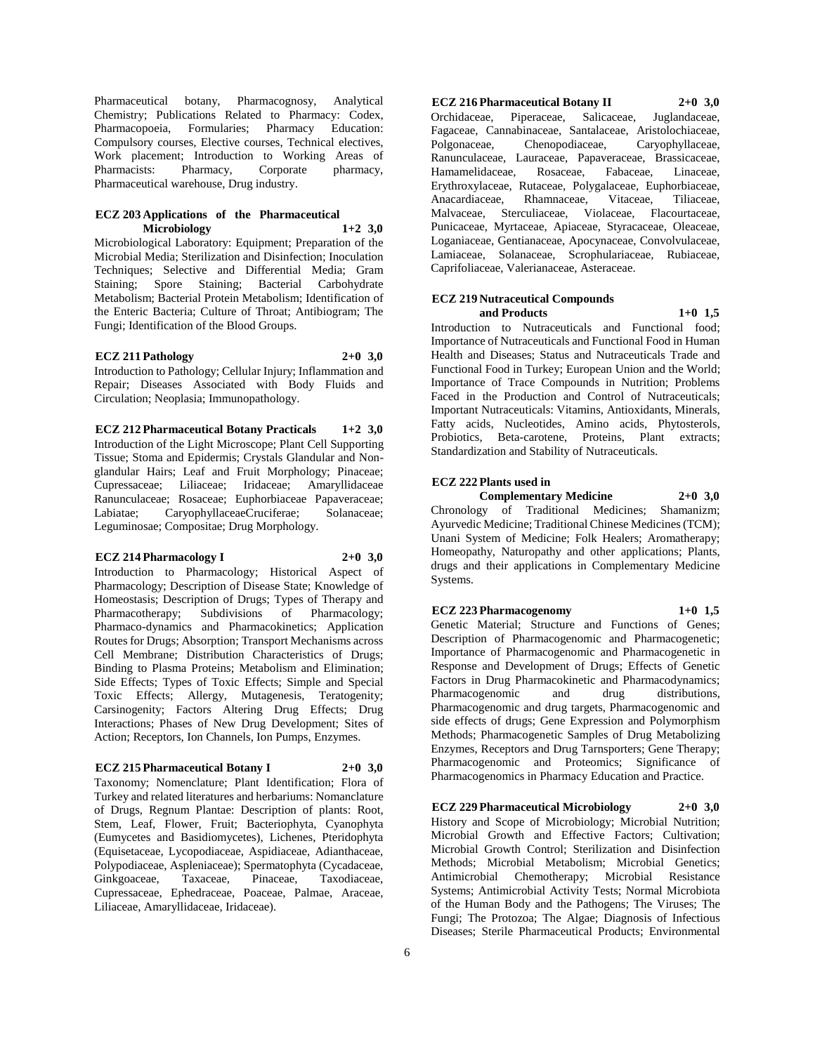Pharmaceutical botany, Pharmacognosy, Analytical Chemistry; Publications Related to Pharmacy: Codex, Pharmacopoeia, Formularies; Pharmacy Education: Compulsory courses, Elective courses, Technical electives, Work placement; Introduction to Working Areas of Pharmacists: Pharmacy, Corporate pharmacy, Pharmaceutical warehouse, Drug industry.

**ECZ 203 Applications of the Pharmaceutical Microbiology 1+2 3,0**

Microbiological Laboratory: Equipment; Preparation of the Microbial Media; Sterilization and Disinfection; Inoculation Techniques; Selective and Differential Media; Gram Staining; Spore Staining; Bacterial Carbohydrate Metabolism; Bacterial Protein Metabolism; Identification of the Enteric Bacteria; Culture of Throat; Antibiogram; The Fungi; Identification of the Blood Groups.

**ECZ 211 Pathology 2+0 3,0**

Introduction to Pathology; Cellular Injury; Inflammation and Repair; Diseases Associated with Body Fluids and Circulation; Neoplasia; Immunopathology.

**ECZ 212 Pharmaceutical Botany Practicals 1+2 3,0**

Introduction of the Light Microscope; Plant Cell Supporting Tissue; Stoma and Epidermis; Crystals Glandular and Non-glandular Hairs; Leaf and Fruit Morphology; Pinaceae; Cupressaceae; Liliaceae; Iridaceae; Amaryllidaceae Ranunculaceae; Rosaceae; Euphorbiaceae Papaveraceae; Labiatae; CaryophyllaceaeCruciferae; Solanaceae; Leguminosae; Compositae; Drug Morphology.

**ECZ 214 Pharmacology I 2+0 3,0**

Introduction to Pharmacology; Historical Aspect of Pharmacology; Description of Disease State; Knowledge of Homeostasis; Description of Drugs; Types of Therapy and Pharmacotherapy; Subdivisions of Pharmacology; Pharmaco-dynamics and Pharmacokinetics; Application Routes for Drugs; Absorption; Transport Mechanisms across Cell Membrane; Distribution Characteristics of Drugs; Binding to Plasma Proteins; Metabolism and Elimination; Side Effects; Types of Toxic Effects; Simple and Special Toxic Effects; Allergy, Mutagenesis, Teratogenity; Carsinogenity; Factors Altering Drug Effects; Drug Interactions; Phases of New Drug Development; Sites of Action; Receptors, Ion Channels, Ion Pumps, Enzymes.

**ECZ 215 Pharmaceutical Botany I 2+0 3,0**

Taxonomy; Nomenclature; Plant Identification; Flora of Turkey and related literatures and herbariums: Nomanclature of Drugs, Regnum Plantae: Description of plants: Root, Stem, Leaf, Flower, Fruit; Bacteriophyta, Cyanophyta (Eumycetes and Basidiomycetes), Lichenes, Pteridophyta (Equisetaceae, Lycopodiaceae, Aspidiaceae, Adianthaceae, Polypodiaceae, Aspleniaceae); Spermatophyta (Cycadaceae, Ginkgoaceae, Taxaceae, Pinaceae, Taxodiaceae, Cupressaceae, Ephedraceae, Poaceae, Palmae, Araceae, Liliaceae, Amaryllidaceae, Iridaceae).

**ECZ 216 Pharmaceutical Botany II 2+0 3,0**

Orchidaceae, Piperaceae, Salicaceae, Juglandaceae, Fagaceae, Cannabinaceae, Santalaceae, Aristolochiaceae, Polgonaceae, Chenopodiaceae, Caryophyllaceae, Ranunculaceae, Lauraceae, Papaveraceae, Brassicaceae, Hamamelidaceae, Rosaceae, Fabaceae, Linaceae, Erythroxylaceae, Rutaceae, Polygalaceae, Euphorbiaceae, Anacardiaceae, Rhamnaceae, Vitaceae, Tiliaceae, Malvaceae, Sterculiaceae, Violaceae, Flacourtaceae, Punicaceae, Myrtaceae, Apiaceae, Styracaceae, Oleaceae, Loganiaceae, Gentianaceae, Apocynaceae, Convolvulaceae, Lamiaceae, Solanaceae, Scrophulariaceae, Rubiaceae, Caprifoliaceae, Valerianaceae, Asteraceae.

**ECZ 219 Nutraceutical Compounds and Products 1+0 1,5**

Introduction to Nutraceuticals and Functional food; Importance of Nutraceuticals and Functional Food in Human Health and Diseases; Status and Nutraceuticals Trade and Functional Food in Turkey; European Union and the World; Importance of Trace Compounds in Nutrition; Problems Faced in the Production and Control of Nutraceuticals; Important Nutraceuticals: Vitamins, Antioxidants, Minerals, Fatty acids, Nucleotides, Amino acids, Phytosterols, Probiotics, Beta-carotene, Proteins, Plant extracts; Standardization and Stability of Nutraceuticals.

**ECZ 222 Plants used in Complementary Medicine 2+0 3,0**

Chronology of Traditional Medicines; Shamanizm; Ayurvedic Medicine; Traditional Chinese Medicines (TCM); Unani System of Medicine; Folk Healers; Aromatherapy; Homeopathy, Naturopathy and other applications; Plants, drugs and their applications in Complementary Medicine Systems.

**ECZ 223 Pharmacogenomy 1+0 1,5**

Genetic Material; Structure and Functions of Genes; Description of Pharmacogenomic and Pharmacogenetic; Importance of Pharmacogenomic and Pharmacogenetic in Response and Development of Drugs; Effects of Genetic Factors in Drug Pharmacokinetic and Pharmacodynamics; Pharmacogenomic and drug distributions, Pharmacogenomic and drug targets, Pharmacogenomic and side effects of drugs; Gene Expression and Polymorphism Methods; Pharmacogenetic Samples of Drug Metabolizing Enzymes, Receptors and Drug Tarnsporters; Gene Therapy; Pharmacogenomic and Proteomics; Significance of Pharmacogenomics in Pharmacy Education and Practice.

**ECZ 229 Pharmaceutical Microbiology 2+0 3,0**

History and Scope of Microbiology; Microbial Nutrition; Microbial Growth and Effective Factors; Cultivation; Microbial Growth Control; Sterilization and Disinfection Methods; Microbial Metabolism; Microbial Genetics; Antimicrobial Chemotherapy; Microbial Resistance Systems; Antimicrobial Activity Tests; Normal Microbiota of the Human Body and the Pathogens; The Viruses; The Fungi; The Protozoa; The Algae; Diagnosis of Infectious Diseases; Sterile Pharmaceutical Products; Environmental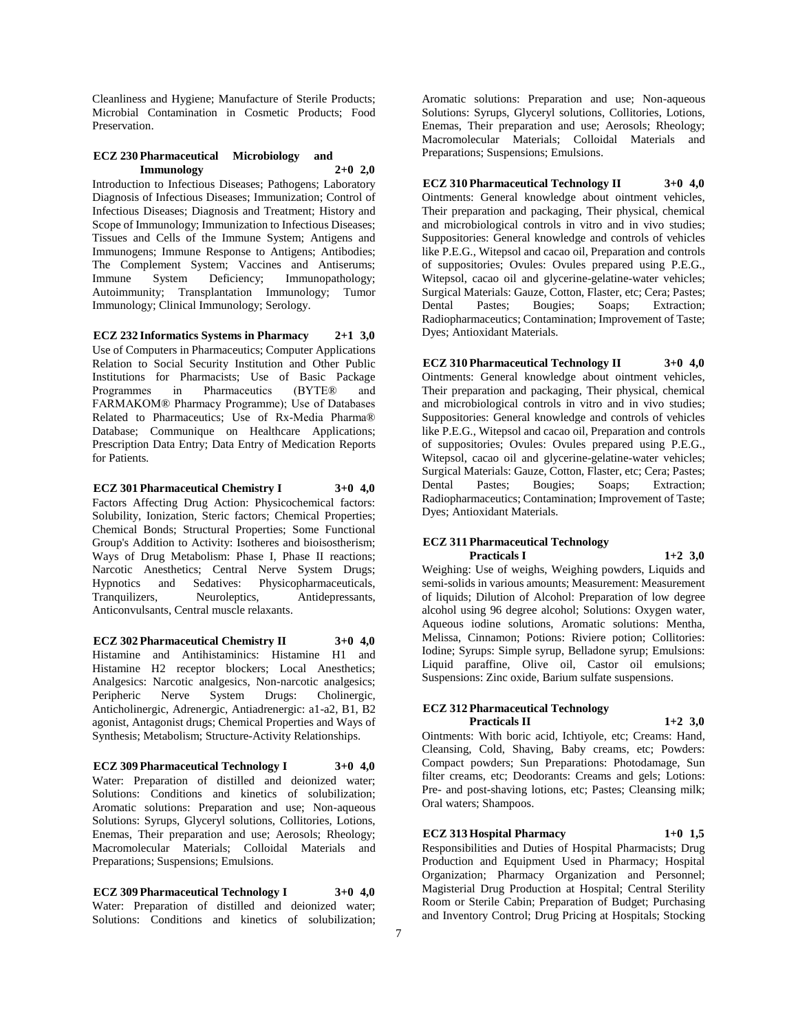Cleanliness and Hygiene; Manufacture of Sterile Products; Microbial Contamination in Cosmetic Products; Food Preservation.

**ECZ 230 Pharmaceutical Microbiology and Immunology 2+0 2,0**

Introduction to Infectious Diseases; Pathogens; Laboratory Diagnosis of Infectious Diseases; Immunization; Control of Infectious Diseases; Diagnosis and Treatment; History and Scope of Immunology; Immunization to Infectious Diseases; Tissues and Cells of the Immune System; Antigens and Immunogens; Immune Response to Antigens; Antibodies; The Complement System; Vaccines and Antiserums; Immune System Deficiency; Immunopathology; Autoimmunity; Transplantation Immunology; Tumor Immunology; Clinical Immunology; Serology.

**ECZ 232 Informatics Systems in Pharmacy 2+1 3,0**

Use of Computers in Pharmaceutics; Computer Applications Relation to Social Security Institution and Other Public Institutions for Pharmacists; Use of Basic Package Programmes in Pharmaceutics (BYTE® and FARMAKOM® Pharmacy Programme); Use of Databases Related to Pharmaceutics; Use of Rx-Media Pharma® Database; Communique on Healthcare Applications; Prescription Data Entry; Data Entry of Medication Reports for Patients.

**ECZ 301 Pharmaceutical Chemistry I 3+0 4,0**

Factors Affecting Drug Action: Physicochemical factors: Solubility, Ionization, Steric factors; Chemical Properties; Chemical Bonds; Structural Properties; Some Functional Group's Addition to Activity: Isotheres and bioisostherism; Ways of Drug Metabolism: Phase I, Phase II reactions; Narcotic Anesthetics; Central Nerve System Drugs; Hypnotics and Sedatives: Physicopharmaceuticals, Tranquilizers, Neuroleptics, Antidepressants, Anticonvulsants, Central muscle relaxants.

**ECZ 302 Pharmaceutical Chemistry II 3+0 4,0**

Histamine and Antihistaminics: Histamine H1 and Histamine H2 receptor blockers; Local Anesthetics; Analgesics: Narcotic analgesics, Non-narcotic analgesics; Peripheric Nerve System Drugs: Cholinergic, Anticholinergic, Adrenergic, Antiadrenergic: a1-a2, B1, B2 agonist, Antagonist drugs; Chemical Properties and Ways of Synthesis; Metabolism; Structure-Activity Relationships.

**ECZ 309 Pharmaceutical Technology I 3+0 4,0**

Water: Preparation of distilled and deionized water; Solutions: Conditions and kinetics of solubilization; Aromatic solutions: Preparation and use; Non-aqueous Solutions: Syrups, Glyceryl solutions, Collitories, Lotions, Enemas, Their preparation and use; Aerosols; Rheology; Macromolecular Materials; Colloidal Materials and Preparations; Suspensions; Emulsions.

**ECZ 309 Pharmaceutical Technology I 3+0 4,0**

Water: Preparation of distilled and deionized water; Solutions: Conditions and kinetics of solubilization; Aromatic solutions: Preparation and use; Non-aqueous Solutions: Syrups, Glyceryl solutions, Collitories, Lotions, Enemas, Their preparation and use; Aerosols; Rheology; Macromolecular Materials; Colloidal Materials and Preparations; Suspensions; Emulsions.

**ECZ 310 Pharmaceutical Technology II 3+0 4,0**

Ointments: General knowledge about ointment vehicles, Their preparation and packaging, Their physical, chemical and microbiological controls in vitro and in vivo studies; Suppositories: General knowledge and controls of vehicles like P.E.G., Witepsol and cacao oil, Preparation and controls of suppositories; Ovules: Ovules prepared using P.E.G., Witepsol, cacao oil and glycerine-gelatine-water vehicles; Surgical Materials: Gauze, Cotton, Flaster, etc; Cera; Pastes; Dental Pastes; Bougies; Soaps; Extraction; Radiopharmaceutics; Contamination; Improvement of Taste; Dyes; Antioxidant Materials.

**ECZ 310 Pharmaceutical Technology II 3+0 4,0**

Ointments: General knowledge about ointment vehicles, Their preparation and packaging, Their physical, chemical and microbiological controls in vitro and in vivo studies; Suppositories: General knowledge and controls of vehicles like P.E.G., Witepsol and cacao oil, Preparation and controls of suppositories; Ovules: Ovules prepared using P.E.G., Witepsol, cacao oil and glycerine-gelatine-water vehicles; Surgical Materials: Gauze, Cotton, Flaster, etc; Cera; Pastes; Dental Pastes; Bougies; Soaps; Extraction; Radiopharmaceutics; Contamination; Improvement of Taste; Dyes; Antioxidant Materials.

**ECZ 311 Pharmaceutical Technology Practicals I 1+2 3,0**

Weighing: Use of weighs, Weighing powders, Liquids and semi-solids in various amounts; Measurement: Measurement of liquids; Dilution of Alcohol: Preparation of low degree alcohol using 96 degree alcohol; Solutions: Oxygen water, Aqueous iodine solutions, Aromatic solutions: Mentha, Melissa, Cinnamon; Potions: Riviere potion; Collitories: Iodine; Syrups: Simple syrup, Belladone syrup; Emulsions: Liquid paraffine, Olive oil, Castor oil emulsions; Suspensions: Zinc oxide, Barium sulfate suspensions.

**ECZ 312 Pharmaceutical Technology Practicals II 1+2 3,0**

Ointments: With boric acid, Ichtiyole, etc; Creams: Hand, Cleansing, Cold, Shaving, Baby creams, etc; Powders: Compact powders; Sun Preparations: Photodamage, Sun filter creams, etc; Deodorants: Creams and gels; Lotions: Pre- and post-shaving lotions, etc; Pastes; Cleansing milk; Oral waters; Shampoos.

**ECZ 313 Hospital Pharmacy 1+0 1,5**

Responsibilities and Duties of Hospital Pharmacists; Drug Production and Equipment Used in Pharmacy; Hospital Organization; Pharmacy Organization and Personnel; Magisterial Drug Production at Hospital; Central Sterility Room or Sterile Cabin; Preparation of Budget; Purchasing and Inventory Control; Drug Pricing at Hospitals; Stocking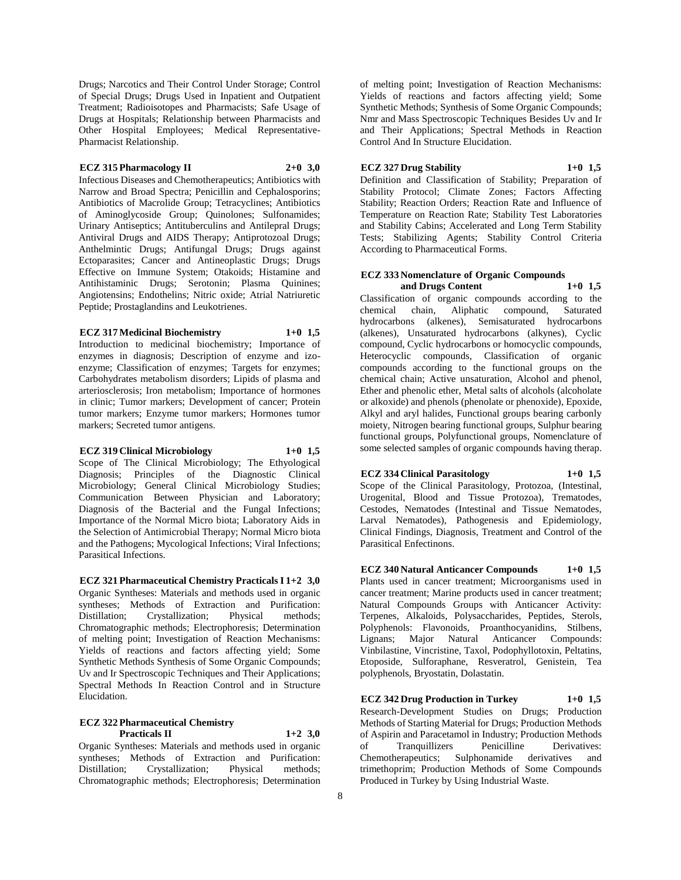Drugs; Narcotics and Their Control Under Storage; Control of Special Drugs; Drugs Used in Inpatient and Outpatient Treatment; Radioisotopes and Pharmacists; Safe Usage of Drugs at Hospitals; Relationship between Pharmacists and Other Hospital Employees; Medical Representative-Pharmacist Relationship.

**ECZ 315 Pharmacology II 2+0 3,0**

Infectious Diseases and Chemotherapeutics; Antibiotics with Narrow and Broad Spectra; Penicillin and Cephalosporins; Antibiotics of Macrolide Group; Tetracyclines; Antibiotics of Aminoglycoside Group; Quinolones; Sulfonamides; Urinary Antiseptics; Antituberculins and Antilepral Drugs; Antiviral Drugs and AIDS Therapy; Antiprotozoal Drugs; Anthelmintic Drugs; Antifungal Drugs; Drugs against Ectoparasites; Cancer and Antineoplastic Drugs; Drugs Effective on Immune System; Otakoids; Histamine and Antihistaminic Drugs; Serotonin; Plasma Quinines; Angiotensins; Endothelins; Nitric oxide; Atrial Natriuretic Peptide; Prostaglandins and Leukotrienes.

**ECZ 317 Medicinal Biochemistry 1+0 1,5**

Introduction to medicinal biochemistry; Importance of enzymes in diagnosis; Description of enzyme and izo-enzyme; Classification of enzymes; Targets for enzymes; Carbohydrates metabolism disorders; Lipids of plasma and arteriosclerosis; Iron metabolism; Importance of hormones in clinic; Tumor markers; Development of cancer; Protein tumor markers; Enzyme tumor markers; Hormones tumor markers; Secreted tumor antigens.

**ECZ 319 Clinical Microbiology 1+0 1,5**

Scope of The Clinical Microbiology; The Ethyological Diagnosis; Principles of the Diagnostic Clinical Microbiology; General Clinical Microbiology Studies; Communication Between Physician and Laboratory; Diagnosis of the Bacterial and the Fungal Infections; Importance of the Normal Micro biota; Laboratory Aids in the Selection of Antimicrobial Therapy; Normal Micro biota and the Pathogens; Mycological Infections; Viral Infections; Parasitical Infections.

**ECZ 321 Pharmaceutical Chemistry Practicals I 1+2 3,0**

Organic Syntheses: Materials and methods used in organic syntheses; Methods of Extraction and Purification: Distillation; Crystallization; Physical methods; Chromatographic methods; Electrophoresis; Determination of melting point; Investigation of Reaction Mechanisms: Yields of reactions and factors affecting yield; Some Synthetic Methods Synthesis of Some Organic Compounds; Uv and Ir Spectroscopic Techniques and Their Applications; Spectral Methods In Reaction Control and in Structure Elucidation.

**ECZ 322 Pharmaceutical Chemistry Practicals II 1+2 3,0**

Organic Syntheses: Materials and methods used in organic syntheses; Methods of Extraction and Purification: Distillation; Crystallization; Physical methods; Chromatographic methods; Electrophoresis; Determination of melting point; Investigation of Reaction Mechanisms: Yields of reactions and factors affecting yield; Some Synthetic Methods; Synthesis of Some Organic Compounds; Nmr and Mass Spectroscopic Techniques Besides Uv and Ir and Their Applications; Spectral Methods in Reaction Control And In Structure Elucidation.

**ECZ 327 Drug Stability 1+0 1,5**

Definition and Classification of Stability; Preparation of Stability Protocol; Climate Zones; Factors Affecting Stability; Reaction Orders; Reaction Rate and Influence of Temperature on Reaction Rate; Stability Test Laboratories and Stability Cabins; Accelerated and Long Term Stability Tests; Stabilizing Agents; Stability Control Criteria According to Pharmaceutical Forms.

**ECZ 333 Nomenclature of Organic Compounds and Drugs Content 1+0 1,5**

Classification of organic compounds according to the chemical chain, Aliphatic compound, Saturated hydrocarbons (alkenes), Semisaturated hydrocarbons (alkenes), Unsaturated hydrocarbons (alkynes), Cyclic compound, Cyclic hydrocarbons or homocyclic compounds, Heterocyclic compounds, Classification of organic compounds according to the functional groups on the chemical chain; Active unsaturation, Alcohol and phenol, Ether and phenolic ether, Metal salts of alcohols (alcoholate or alkoxide) and phenols (phenolate or phenoxide), Epoxide, Alkyl and aryl halides, Functional groups bearing carbonly moiety, Nitrogen bearing functional groups, Sulphur bearing functional groups, Polyfunctional groups, Nomenclature of some selected samples of organic compounds having therap.

**ECZ 334 Clinical Parasitology 1+0 1,5**

Scope of the Clinical Parasitology, Protozoa, (Intestinal, Urogenital, Blood and Tissue Protozoa), Trematodes, Cestodes, Nematodes (Intestinal and Tissue Nematodes, Larval Nematodes), Pathogenesis and Epidemiology, Clinical Findings, Diagnosis, Treatment and Control of the Parasitical Enfectinons.

**ECZ 340 Natural Anticancer Compounds 1+0 1,5**

Plants used in cancer treatment; Microorganisms used in cancer treatment; Marine products used in cancer treatment; Natural Compounds Groups with Anticancer Activity: Terpenes, Alkaloids, Polysaccharides, Peptides, Sterols, Polyphenols: Flavonoids, Proanthocyanidins, Stilbens, Lignans; Major Natural Anticancer Compounds: Vinbilastine, Vincristine, Taxol, Podophyllotoxin, Peltatins, Etoposide, Sulforaphane, Resveratrol, Genistein, Tea polyphenols, Bryostatin, Dolastatin.

**ECZ 342 Drug Production in Turkey 1+0 1,5**

Research-Development Studies on Drugs; Production Methods of Starting Material for Drugs; Production Methods of Aspirin and Paracetamol in Industry; Production Methods of Tranquillizers Penicilline Derivatives: Chemotherapeutics; Sulphonamide derivatives and trimethoprim; Production Methods of Some Compounds Produced in Turkey by Using Industrial Waste.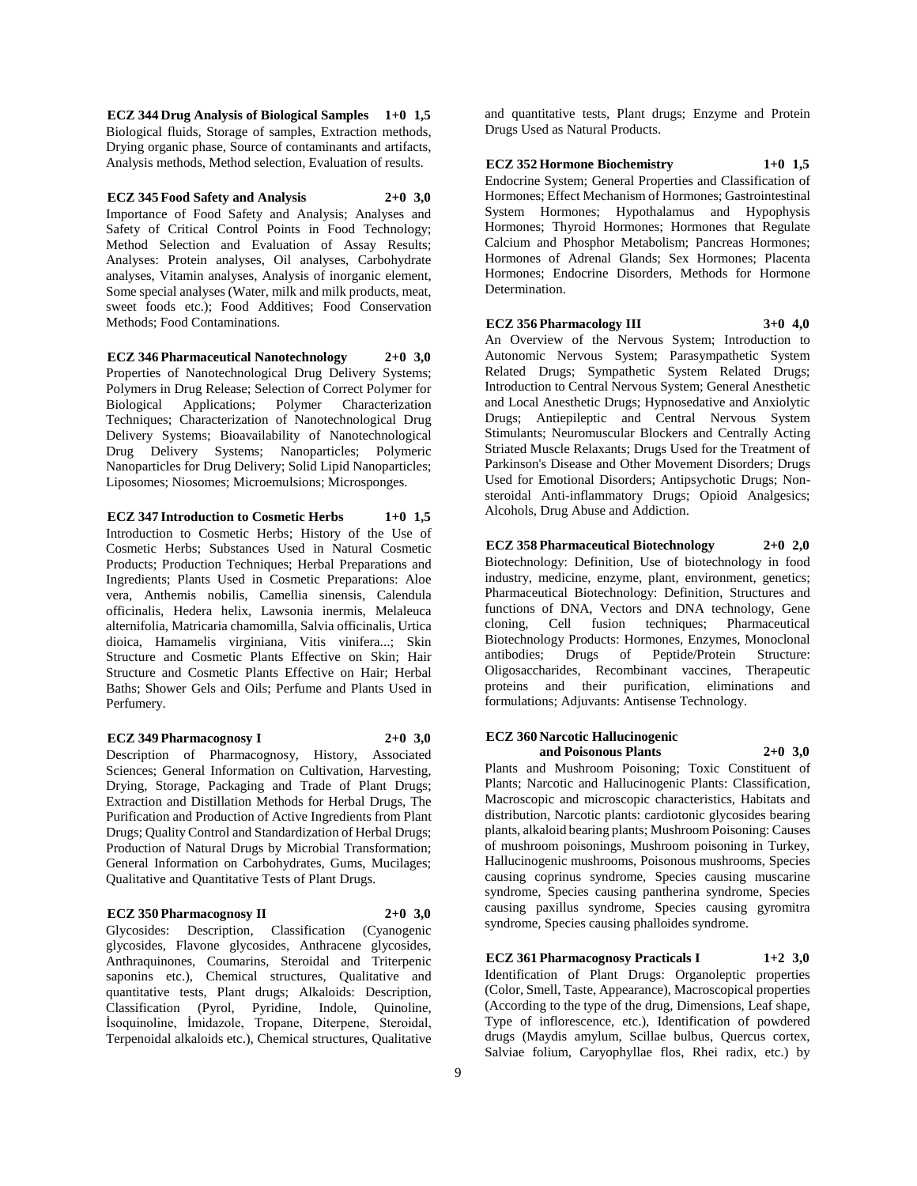**ECZ 344 Drug Analysis of Biological Samples 1+0 1,5**
Biological fluids, Storage of samples, Extraction methods, Drying organic phase, Source of contaminants and artifacts, Analysis methods, Method selection, Evaluation of results.

**ECZ 345 Food Safety and Analysis 2+0 3,0**
Importance of Food Safety and Analysis; Analyses and Safety of Critical Control Points in Food Technology; Method Selection and Evaluation of Assay Results; Analyses: Protein analyses, Oil analyses, Carbohydrate analyses, Vitamin analyses, Analysis of inorganic element, Some special analyses (Water, milk and milk products, meat, sweet foods etc.); Food Additives; Food Conservation Methods; Food Contaminations.

**ECZ 346 Pharmaceutical Nanotechnology 2+0 3,0**
Properties of Nanotechnological Drug Delivery Systems; Polymers in Drug Release; Selection of Correct Polymer for Biological Applications; Polymer Characterization Techniques; Characterization of Nanotechnological Drug Delivery Systems; Bioavailability of Nanotechnological Drug Delivery Systems; Nanoparticles; Polymeric Nanoparticles for Drug Delivery; Solid Lipid Nanoparticles; Liposomes; Niosomes; Microemulsions; Microsponges.

**ECZ 347 Introduction to Cosmetic Herbs 1+0 1,5**
Introduction to Cosmetic Herbs; History of the Use of Cosmetic Herbs; Substances Used in Natural Cosmetic Products; Production Techniques; Herbal Preparations and Ingredients; Plants Used in Cosmetic Preparations: Aloe vera, Anthemis nobilis, Camellia sinensis, Calendula officinalis, Hedera helix, Lawsonia inermis, Melaleuca alternifolia, Matricaria chamomilla, Salvia officinalis, Urtica dioica, Hamamelis virginiana, Vitis vinifera...; Skin Structure and Cosmetic Plants Effective on Skin; Hair Structure and Cosmetic Plants Effective on Hair; Herbal Baths; Shower Gels and Oils; Perfume and Plants Used in Perfumery.

**ECZ 349 Pharmacognosy I 2+0 3,0**
Description of Pharmacognosy, History, Associated Sciences; General Information on Cultivation, Harvesting, Drying, Storage, Packaging and Trade of Plant Drugs; Extraction and Distillation Methods for Herbal Drugs, The Purification and Production of Active Ingredients from Plant Drugs; Quality Control and Standardization of Herbal Drugs; Production of Natural Drugs by Microbial Transformation; General Information on Carbohydrates, Gums, Mucilages; Qualitative and Quantitative Tests of Plant Drugs.

**ECZ 350 Pharmacognosy II 2+0 3,0**
Glycosides: Description, Classification (Cyanogenic glycosides, Flavone glycosides, Anthracene glycosides, Anthraquinones, Coumarins, Steroidal and Triterpenic saponins etc.), Chemical structures, Qualitative and quantitative tests, Plant drugs; Alkaloids: Description, Classification (Pyrol, Pyridine, Indole, Quinoline, İsoquinoline, İmidazole, Tropane, Diterpene, Steroidal, Terpenoidal alkaloids etc.), Chemical structures, Qualitative and quantitative tests, Plant drugs; Enzyme and Protein Drugs Used as Natural Products.

**ECZ 352 Hormone Biochemistry 1+0 1,5**
Endocrine System; General Properties and Classification of Hormones; Effect Mechanism of Hormones; Gastrointestinal System Hormones; Hypothalamus and Hypophysis Hormones; Thyroid Hormones; Hormones that Regulate Calcium and Phosphor Metabolism; Pancreas Hormones; Hormones of Adrenal Glands; Sex Hormones; Placenta Hormones; Endocrine Disorders, Methods for Hormone Determination.

**ECZ 356 Pharmacology III 3+0 4,0**
An Overview of the Nervous System; Introduction to Autonomic Nervous System; Parasympathetic System Related Drugs; Sympathetic System Related Drugs; Introduction to Central Nervous System; General Anesthetic and Local Anesthetic Drugs; Hypnosedative and Anxiolytic Drugs; Antiepileptic and Central Nervous System Stimulants; Neuromuscular Blockers and Centrally Acting Striated Muscle Relaxants; Drugs Used for the Treatment of Parkinson's Disease and Other Movement Disorders; Drugs Used for Emotional Disorders; Antipsychotic Drugs; Non-steroidal Anti-inflammatory Drugs; Opioid Analgesics; Alcohols, Drug Abuse and Addiction.

**ECZ 358 Pharmaceutical Biotechnology 2+0 2,0**
Biotechnology: Definition, Use of biotechnology in food industry, medicine, enzyme, plant, environment, genetics; Pharmaceutical Biotechnology: Definition, Structures and functions of DNA, Vectors and DNA technology, Gene cloning, Cell fusion techniques; Pharmaceutical Biotechnology Products: Hormones, Enzymes, Monoclonal antibodies; Drugs of Peptide/Protein Structure: Oligosaccharides, Recombinant vaccines, Therapeutic proteins and their purification, eliminations and formulations; Adjuvants: Antisense Technology.

**ECZ 360 Narcotic Hallucinogenic and Poisonous Plants 2+0 3,0**
Plants and Mushroom Poisoning; Toxic Constituent of Plants; Narcotic and Hallucinogenic Plants: Classification, Macroscopic and microscopic characteristics, Habitats and distribution, Narcotic plants: cardiotonic glycosides bearing plants, alkaloid bearing plants; Mushroom Poisoning: Causes of mushroom poisonings, Mushroom poisoning in Turkey, Hallucinogenic mushrooms, Poisonous mushrooms, Species causing coprinus syndrome, Species causing muscarine syndrome, Species causing pantherina syndrome, Species causing paxillus syndrome, Species causing gyromitra syndrome, Species causing phalloides syndrome.

**ECZ 361 Pharmacognosy Practicals I 1+2 3,0**
Identification of Plant Drugs: Organoleptic properties (Color, Smell, Taste, Appearance), Macroscopical properties (According to the type of the drug, Dimensions, Leaf shape, Type of inflorescence, etc.), Identification of powdered drugs (Maydis amylum, Scillae bulbus, Quercus cortex, Salviae folium, Caryophyllae flos, Rhei radix, etc.) by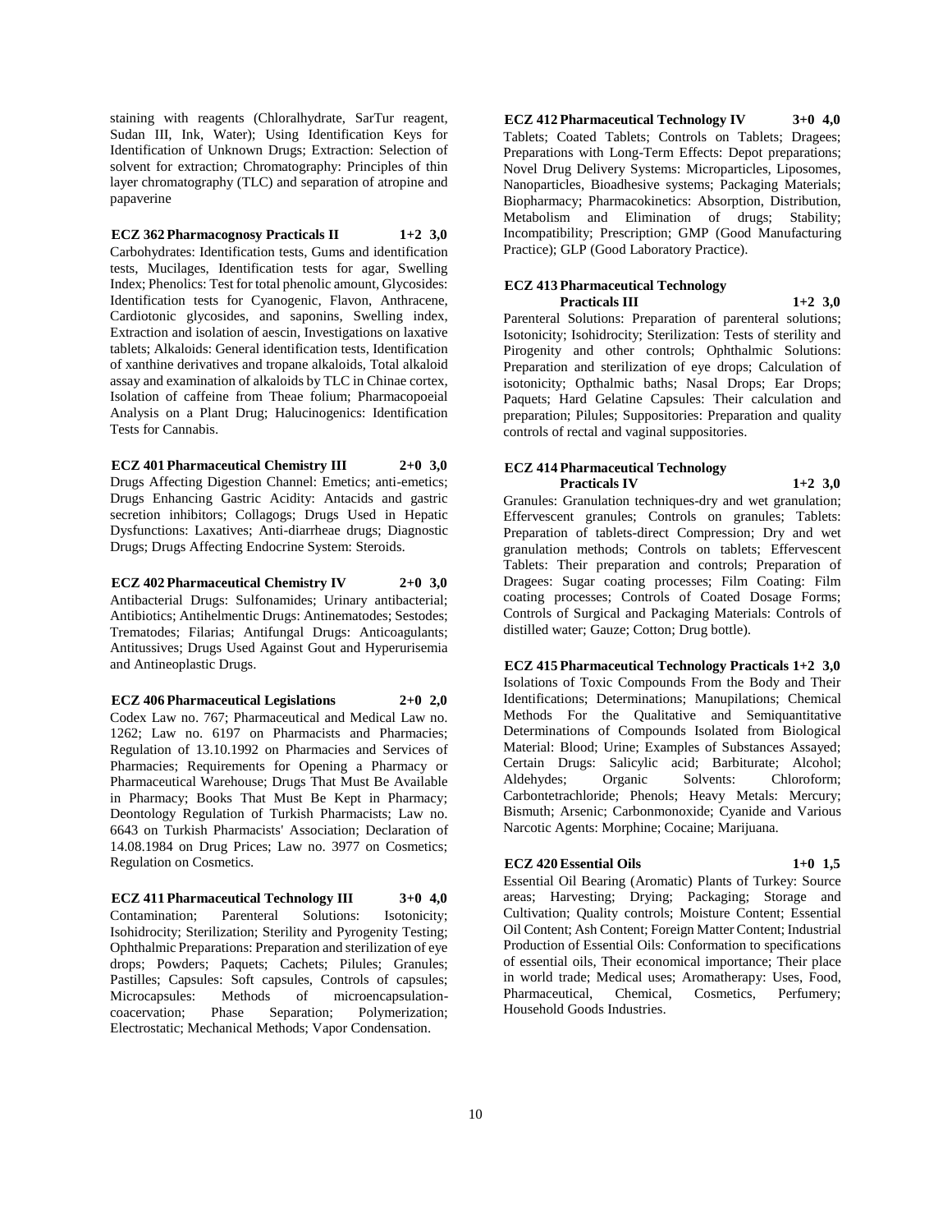staining with reagents (Chloralhydrate, SarTur reagent, Sudan III, Ink, Water); Using Identification Keys for Identification of Unknown Drugs; Extraction: Selection of solvent for extraction; Chromatography: Principles of thin layer chromatography (TLC) and separation of atropine and papaverine

**ECZ 362 Pharmacognosy Practicals II 1+2 3,0**
Carbohydrates: Identification tests, Gums and identification tests, Mucilages, Identification tests for agar, Swelling Index; Phenolics: Test for total phenolic amount, Glycosides: Identification tests for Cyanogenic, Flavon, Anthracene, Cardiotonic glycosides, and saponins, Swelling index, Extraction and isolation of aescin, Investigations on laxative tablets; Alkaloids: General identification tests, Identification of xanthine derivatives and tropane alkaloids, Total alkaloid assay and examination of alkaloids by TLC in Chinae cortex, Isolation of caffeine from Theae folium; Pharmacopoeial Analysis on a Plant Drug; Halucinogenics: Identification Tests for Cannabis.

**ECZ 401 Pharmaceutical Chemistry III 2+0 3,0**
Drugs Affecting Digestion Channel: Emetics; anti-emetics; Drugs Enhancing Gastric Acidity: Antacids and gastric secretion inhibitors; Collagogs; Drugs Used in Hepatic Dysfunctions: Laxatives; Anti-diarrheae drugs; Diagnostic Drugs; Drugs Affecting Endocrine System: Steroids.

**ECZ 402 Pharmaceutical Chemistry IV 2+0 3,0**
Antibacterial Drugs: Sulfonamides; Urinary antibacterial; Antibiotics; Antihelmentic Drugs: Antinematodes; Sestodes; Trematodes; Filarias; Antifungal Drugs: Anticoagulants; Antitussives; Drugs Used Against Gout and Hyperurisemia and Antineoplastic Drugs.

**ECZ 406 Pharmaceutical Legislations 2+0 2,0**
Codex Law no. 767; Pharmaceutical and Medical Law no. 1262; Law no. 6197 on Pharmacists and Pharmacies; Regulation of 13.10.1992 on Pharmacies and Services of Pharmacies; Requirements for Opening a Pharmacy or Pharmaceutical Warehouse; Drugs That Must Be Available in Pharmacy; Books That Must Be Kept in Pharmacy; Deontology Regulation of Turkish Pharmacists; Law no. 6643 on Turkish Pharmacists' Association; Declaration of 14.08.1984 on Drug Prices; Law no. 3977 on Cosmetics; Regulation on Cosmetics.

**ECZ 411 Pharmaceutical Technology III 3+0 4,0**
Contamination; Parenteral Solutions: Isotonicity; Isohidrocity; Sterilization; Sterility and Pyrogenity Testing; Ophthalmic Preparations: Preparation and sterilization of eye drops; Powders; Paquets; Cachets; Pilules; Granules; Pastilles; Capsules: Soft capsules, Controls of capsules; Microcapsules: Methods of microencapsulation-coacervation; Phase Separation; Polymerization; Electrostatic; Mechanical Methods; Vapor Condensation.

**ECZ 412 Pharmaceutical Technology IV 3+0 4,0**
Tablets; Coated Tablets; Controls on Tablets; Dragees; Preparations with Long-Term Effects: Depot preparations; Novel Drug Delivery Systems: Microparticles, Liposomes, Nanoparticles, Bioadhesive systems; Packaging Materials; Biopharmacy; Pharmacokinetics: Absorption, Distribution, Metabolism and Elimination of drugs; Stability; Incompatibility; Prescription; GMP (Good Manufacturing Practice); GLP (Good Laboratory Practice).

**ECZ 413 Pharmaceutical Technology Practicals III 1+2 3,0**
Parenteral Solutions: Preparation of parenteral solutions; Isotonicity; Isohidrocity; Sterilization: Tests of sterility and Pirogenity and other controls; Ophthalmic Solutions: Preparation and sterilization of eye drops; Calculation of isotonicity; Opthalmic baths; Nasal Drops; Ear Drops; Paquets; Hard Gelatine Capsules: Their calculation and preparation; Pilules; Suppositories: Preparation and quality controls of rectal and vaginal suppositories.

**ECZ 414 Pharmaceutical Technology Practicals IV 1+2 3,0**
Granules: Granulation techniques-dry and wet granulation; Effervescent granules; Controls on granules; Tablets: Preparation of tablets-direct Compression; Dry and wet granulation methods; Controls on tablets; Effervescent Tablets: Their preparation and controls; Preparation of Dragees: Sugar coating processes; Film Coating: Film coating processes; Controls of Coated Dosage Forms; Controls of Surgical and Packaging Materials: Controls of distilled water; Gauze; Cotton; Drug bottle).

**ECZ 415 Pharmaceutical Technology Practicals 1+2 3,0**
Isolations of Toxic Compounds From the Body and Their Identifications; Determinations; Manupilations; Chemical Methods For the Qualitative and Semiquantitative Determinations of Compounds Isolated from Biological Material: Blood; Urine; Examples of Substances Assayed; Certain Drugs: Salicylic acid; Barbiturate; Alcohol; Aldehydes; Organic Solvents: Chloroform; Carbontetrachloride; Phenols; Heavy Metals: Mercury; Bismuth; Arsenic; Carbonmonoxide; Cyanide and Various Narcotic Agents: Morphine; Cocaine; Marijuana.

**ECZ 420 Essential Oils 1+0 1,5**
Essential Oil Bearing (Aromatic) Plants of Turkey: Source areas; Harvesting; Drying; Packaging; Storage and Cultivation; Quality controls; Moisture Content; Essential Oil Content; Ash Content; Foreign Matter Content; Industrial Production of Essential Oils: Conformation to specifications of essential oils, Their economical importance; Their place in world trade; Medical uses; Aromatherapy: Uses, Food, Pharmaceutical, Chemical, Cosmetics, Perfumery; Household Goods Industries.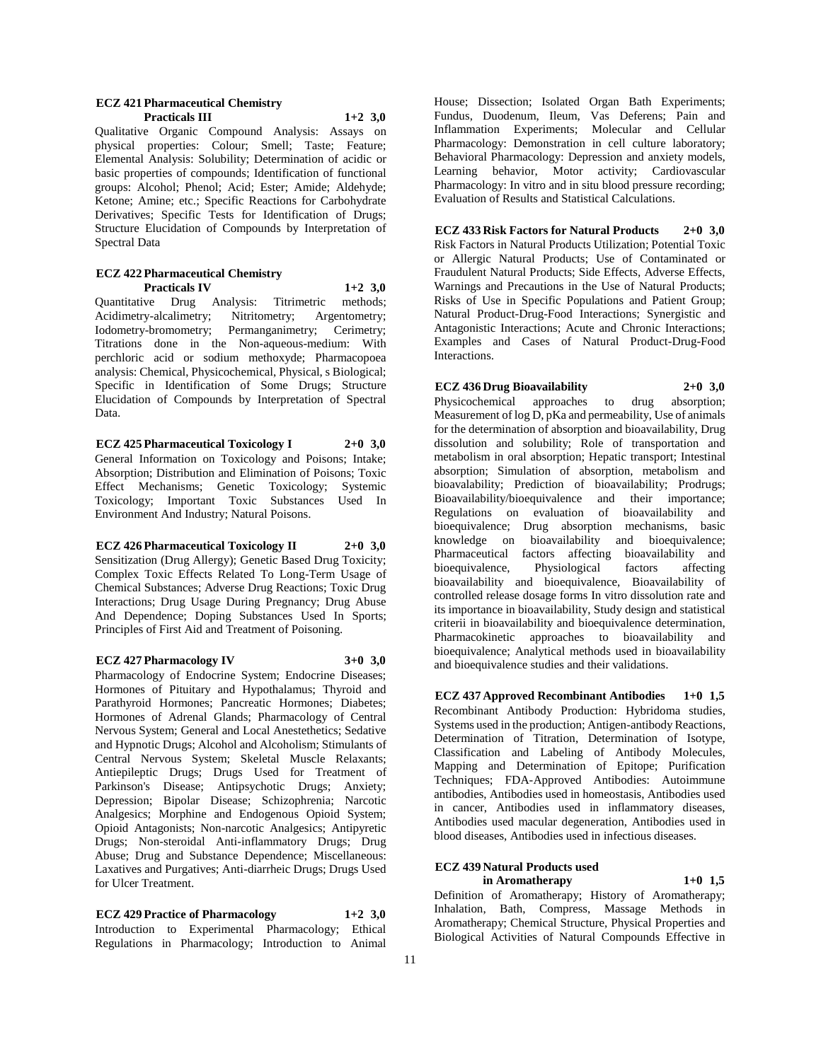**ECZ 421 Pharmaceutical Chemistry Practicals III** **1+2 3,0**

Qualitative Organic Compound Analysis: Assays on physical properties: Colour; Smell; Taste; Feature; Elemental Analysis: Solubility; Determination of acidic or basic properties of compounds; Identification of functional groups: Alcohol; Phenol; Acid; Ester; Amide; Aldehyde; Ketone; Amine; etc.; Specific Reactions for Carbohydrate Derivatives; Specific Tests for Identification of Drugs; Structure Elucidation of Compounds by Interpretation of Spectral Data

**ECZ 422 Pharmaceutical Chemistry Practicals IV** **1+2 3,0**

Quantitative Drug Analysis: Titrimetric methods; Acidimetry-alcalimetry; Nitritometry; Argentometry; Iodometry-bromometry; Permanganimetry; Cerimetry; Titrations done in the Non-aqueous-medium: With perchloric acid or sodium methoxyde; Pharmacopoea analysis: Chemical, Physicochemical, Physical, s Biological; Specific in Identification of Some Drugs; Structure Elucidation of Compounds by Interpretation of Spectral Data.

**ECZ 425 Pharmaceutical Toxicology I** **2+0 3,0**

General Information on Toxicology and Poisons; Intake; Absorption; Distribution and Elimination of Poisons; Toxic Effect Mechanisms; Genetic Toxicology; Systemic Toxicology; Important Toxic Substances Used In Environment And Industry; Natural Poisons.

**ECZ 426 Pharmaceutical Toxicology II** **2+0 3,0**

Sensitization (Drug Allergy); Genetic Based Drug Toxicity; Complex Toxic Effects Related To Long-Term Usage of Chemical Substances; Adverse Drug Reactions; Toxic Drug Interactions; Drug Usage During Pregnancy; Drug Abuse And Dependence; Doping Substances Used In Sports; Principles of First Aid and Treatment of Poisoning.

**ECZ 427 Pharmacology IV** **3+0 3,0**

Pharmacology of Endocrine System; Endocrine Diseases; Hormones of Pituitary and Hypothalamus; Thyroid and Parathyroid Hormones; Pancreatic Hormones; Diabetes; Hormones of Adrenal Glands; Pharmacology of Central Nervous System; General and Local Anestethetics; Sedative and Hypnotic Drugs; Alcohol and Alcoholism; Stimulants of Central Nervous System; Skeletal Muscle Relaxants; Antiepileptic Drugs; Drugs Used for Treatment of Parkinson's Disease; Antipsychotic Drugs; Anxiety; Depression; Bipolar Disease; Schizophrenia; Narcotic Analgesics; Morphine and Endogenous Opioid System; Opioid Antagonists; Non-narcotic Analgesics; Antipyretic Drugs; Non-steroidal Anti-inflammatory Drugs; Drug Abuse; Drug and Substance Dependence; Miscellaneous: Laxatives and Purgatives; Anti-diarrheic Drugs; Drugs Used for Ulcer Treatment.

**ECZ 429 Practice of Pharmacology** **1+2 3,0**

Introduction to Experimental Pharmacology; Ethical Regulations in Pharmacology; Introduction to Animal House; Dissection; Isolated Organ Bath Experiments; Fundus, Duodenum, Ileum, Vas Deferens; Pain and Inflammation Experiments; Molecular and Cellular Pharmacology: Demonstration in cell culture laboratory; Behavioral Pharmacology: Depression and anxiety models, Learning behavior, Motor activity; Cardiovascular Pharmacology: In vitro and in situ blood pressure recording; Evaluation of Results and Statistical Calculations.

**ECZ 433 Risk Factors for Natural Products** **2+0 3,0**

Risk Factors in Natural Products Utilization; Potential Toxic or Allergic Natural Products; Use of Contaminated or Fraudulent Natural Products; Side Effects, Adverse Effects, Warnings and Precautions in the Use of Natural Products; Risks of Use in Specific Populations and Patient Group; Natural Product-Drug-Food Interactions; Synergistic and Antagonistic Interactions; Acute and Chronic Interactions; Examples and Cases of Natural Product-Drug-Food Interactions.

**ECZ 436 Drug Bioavailability** **2+0 3,0**

Physicochemical approaches to drug absorption; Measurement of log D, pKa and permeability, Use of animals for the determination of absorption and bioavailability, Drug dissolution and solubility; Role of transportation and metabolism in oral absorption; Hepatic transport; Intestinal absorption; Simulation of absorption, metabolism and bioavalability; Prediction of bioavailability; Prodrugs; Bioavailability/bioequivalence and their importance; Regulations on evaluation of bioavailability and bioequivalence; Drug absorption mechanisms, basic knowledge on bioavailability and bioequivalence; Pharmaceutical factors affecting bioavailability and bioequivalence, Physiological factors affecting bioavailability and bioequivalence, Bioavailability of controlled release dosage forms In vitro dissolution rate and its importance in bioavailability, Study design and statistical criterii in bioavailability and bioequivalence determination, Pharmacokinetic approaches to bioavailability and bioequivalence; Analytical methods used in bioavailability and bioequivalence studies and their validations.

**ECZ 437 Approved Recombinant Antibodies** **1+0 1,5**

Recombinant Antibody Production: Hybridoma studies, Systems used in the production; Antigen-antibody Reactions, Determination of Titration, Determination of Isotype, Classification and Labeling of Antibody Molecules, Mapping and Determination of Epitope; Purification Techniques; FDA-Approved Antibodies: Autoimmune antibodies, Antibodies used in homeostasis, Antibodies used in cancer, Antibodies used in inflammatory diseases, Antibodies used macular degeneration, Antibodies used in blood diseases, Antibodies used in infectious diseases.

**ECZ 439 Natural Products used in Aromatherapy** **1+0 1,5**

Definition of Aromatherapy; History of Aromatherapy; Inhalation, Bath, Compress, Massage Methods in Aromatherapy; Chemical Structure, Physical Properties and Biological Activities of Natural Compounds Effective in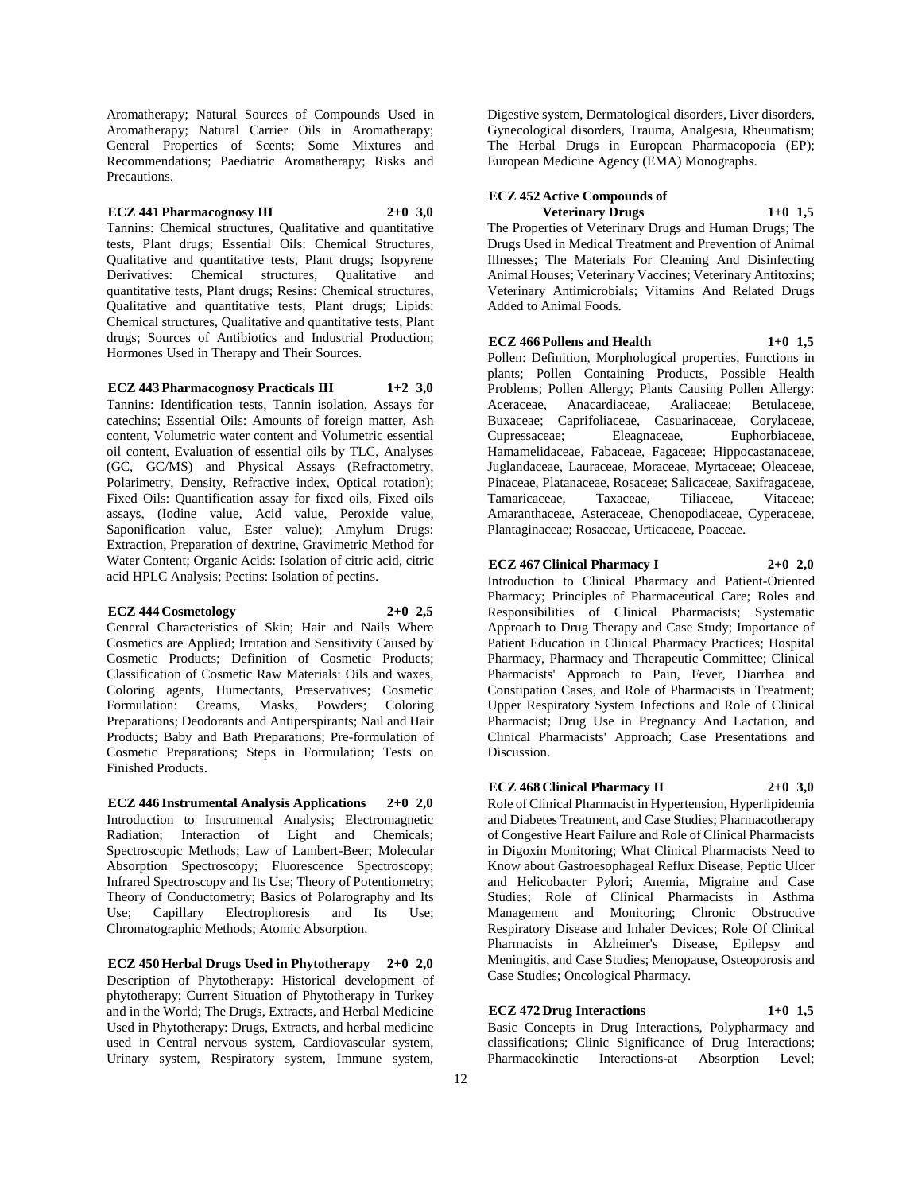Aromatherapy; Natural Sources of Compounds Used in Aromatherapy; Natural Carrier Oils in Aromatherapy; General Properties of Scents; Some Mixtures and Recommendations; Paediatric Aromatherapy; Risks and Precautions.

**ECZ 441 Pharmacognosy III 2+0 3,0**

Tannins: Chemical structures, Qualitative and quantitative tests, Plant drugs; Essential Oils: Chemical Structures, Qualitative and quantitative tests, Plant drugs; Isopyrene Derivatives: Chemical structures, Qualitative and quantitative tests, Plant drugs; Resins: Chemical structures, Qualitative and quantitative tests, Plant drugs; Lipids: Chemical structures, Qualitative and quantitative tests, Plant drugs; Sources of Antibiotics and Industrial Production; Hormones Used in Therapy and Their Sources.

**ECZ 443 Pharmacognosy Practicals III 1+2 3,0**

Tannins: Identification tests, Tannin isolation, Assays for catechins; Essential Oils: Amounts of foreign matter, Ash content, Volumetric water content and Volumetric essential oil content, Evaluation of essential oils by TLC, Analyses (GC, GC/MS) and Physical Assays (Refractometry, Polarimetry, Density, Refractive index, Optical rotation); Fixed Oils: Quantification assay for fixed oils, Fixed oils assays, (Iodine value, Acid value, Peroxide value, Saponification value, Ester value); Amylum Drugs: Extraction, Preparation of dextrine, Gravimetric Method for Water Content; Organic Acids: Isolation of citric acid, citric acid HPLC Analysis; Pectins: Isolation of pectins.

**ECZ 444 Cosmetology 2+0 2,5**

General Characteristics of Skin; Hair and Nails Where Cosmetics are Applied; Irritation and Sensitivity Caused by Cosmetic Products; Definition of Cosmetic Products; Classification of Cosmetic Raw Materials: Oils and waxes, Coloring agents, Humectants, Preservatives; Cosmetic Formulation: Creams, Masks, Powders; Coloring Preparations; Deodorants and Antiperspirants; Nail and Hair Products; Baby and Bath Preparations; Pre-formulation of Cosmetic Preparations; Steps in Formulation; Tests on Finished Products.

**ECZ 446 Instrumental Analysis Applications 2+0 2,0**

Introduction to Instrumental Analysis; Electromagnetic Radiation; Interaction of Light and Chemicals; Spectroscopic Methods; Law of Lambert-Beer; Molecular Absorption Spectroscopy; Fluorescence Spectroscopy; Infrared Spectroscopy and Its Use; Theory of Potentiometry; Theory of Conductometry; Basics of Polarography and Its Use; Capillary Electrophoresis and Its Use; Chromatographic Methods; Atomic Absorption.

**ECZ 450 Herbal Drugs Used in Phytotherapy 2+0 2,0**

Description of Phytotherapy: Historical development of phytotherapy; Current Situation of Phytotherapy in Turkey and in the World; The Drugs, Extracts, and Herbal Medicine Used in Phytotherapy: Drugs, Extracts, and herbal medicine used in Central nervous system, Cardiovascular system, Urinary system, Respiratory system, Immune system, Digestive system, Dermatological disorders, Liver disorders, Gynecological disorders, Trauma, Analgesia, Rheumatism; The Herbal Drugs in European Pharmacopoeia (EP); European Medicine Agency (EMA) Monographs.

**ECZ 452 Active Compounds of Veterinary Drugs 1+0 1,5**

The Properties of Veterinary Drugs and Human Drugs; The Drugs Used in Medical Treatment and Prevention of Animal Illnesses; The Materials For Cleaning And Disinfecting Animal Houses; Veterinary Vaccines; Veterinary Antitoxins; Veterinary Antimicrobials; Vitamins And Related Drugs Added to Animal Foods.

**ECZ 466 Pollens and Health 1+0 1,5**

Pollen: Definition, Morphological properties, Functions in plants; Pollen Containing Products, Possible Health Problems; Pollen Allergy; Plants Causing Pollen Allergy: Aceraceae, Anacardiaceae, Araliaceae; Betulaceae, Buxaceae; Caprifoliaceae, Casuarinaceae, Corylaceae, Cupressaceae; Eleagnaceae, Euphorbiaceae, Hamamelidaceae, Fabaceae, Fagaceae; Hippocastanaceae, Juglandaceae, Lauraceae, Moraceae, Myrtaceae; Oleaceae, Pinaceae, Platanaceae, Rosaceae; Salicaceae, Saxifragaceae, Tamaricaceae, Taxaceae, Tiliaceae, Vitaceae; Amaranthaceae, Asteraceae, Chenopodiaceae, Cyperaceae, Plantaginaceae; Rosaceae, Urticaceae, Poaceae.

**ECZ 467 Clinical Pharmacy I 2+0 2,0**

Introduction to Clinical Pharmacy and Patient-Oriented Pharmacy; Principles of Pharmaceutical Care; Roles and Responsibilities of Clinical Pharmacists; Systematic Approach to Drug Therapy and Case Study; Importance of Patient Education in Clinical Pharmacy Practices; Hospital Pharmacy, Pharmacy and Therapeutic Committee; Clinical Pharmacists' Approach to Pain, Fever, Diarrhea and Constipation Cases, and Role of Pharmacists in Treatment; Upper Respiratory System Infections and Role of Clinical Pharmacist; Drug Use in Pregnancy And Lactation, and Clinical Pharmacists' Approach; Case Presentations and Discussion.

**ECZ 468 Clinical Pharmacy II 2+0 3,0**

Role of Clinical Pharmacist in Hypertension, Hyperlipidemia and Diabetes Treatment, and Case Studies; Pharmacotherapy of Congestive Heart Failure and Role of Clinical Pharmacists in Digoxin Monitoring; What Clinical Pharmacists Need to Know about Gastroesophageal Reflux Disease, Peptic Ulcer and Helicobacter Pylori; Anemia, Migraine and Case Studies; Role of Clinical Pharmacists in Asthma Management and Monitoring; Chronic Obstructive Respiratory Disease and Inhaler Devices; Role Of Clinical Pharmacists in Alzheimer's Disease, Epilepsy and Meningitis, and Case Studies; Menopause, Osteoporosis and Case Studies; Oncological Pharmacy.

**ECZ 472 Drug Interactions 1+0 1,5**

Basic Concepts in Drug Interactions, Polypharmacy and classifications; Clinic Significance of Drug Interactions; Pharmacokinetic Interactions-at Absorption Level;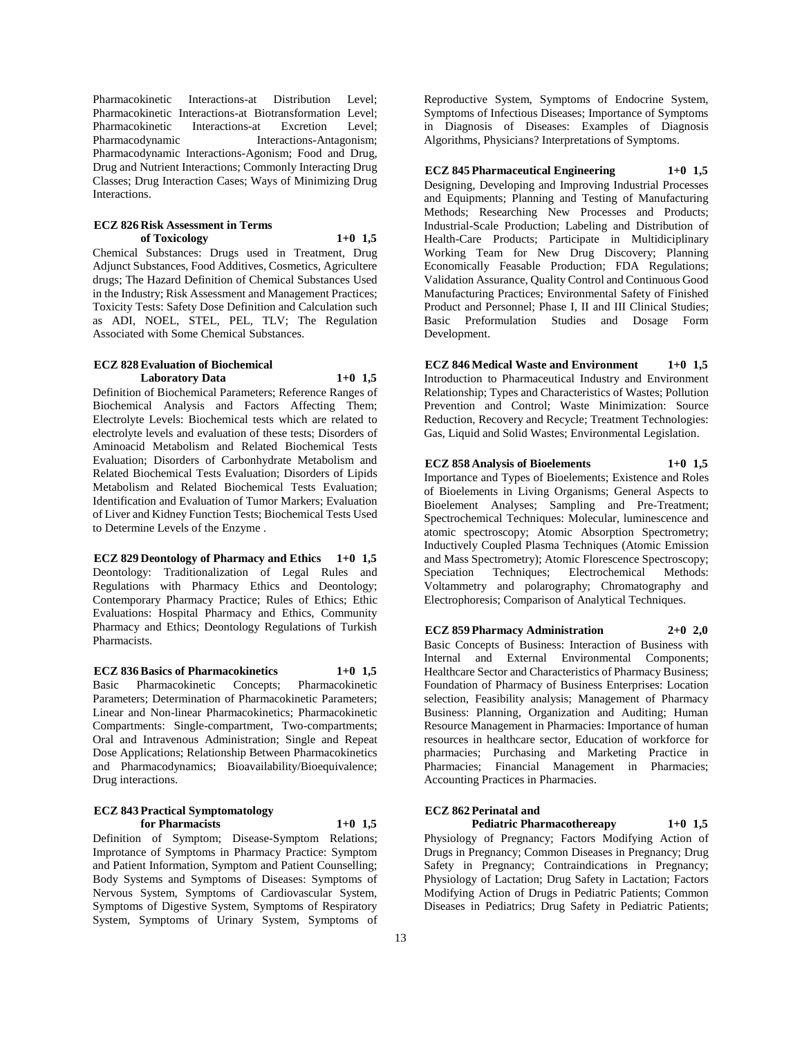Pharmacokinetic Interactions-at Distribution Level; Pharmacokinetic Interactions-at Biotransformation Level; Pharmacokinetic Interactions-at Excretion Level; Pharmacodynamic Interactions-Antagonism; Pharmacodynamic Interactions-Agonism; Food and Drug, Drug and Nutrient Interactions; Commonly Interacting Drug Classes; Drug Interaction Cases; Ways of Minimizing Drug Interactions.

**ECZ 826 Risk Assessment in Terms of Toxicology 1+0 1,5**

Chemical Substances: Drugs used in Treatment, Drug Adjunct Substances, Food Additives, Cosmetics, Agricultere drugs; The Hazard Definition of Chemical Substances Used in the Industry; Risk Assessment and Management Practices; Toxicity Tests: Safety Dose Definition and Calculation such as ADI, NOEL, STEL, PEL, TLV; The Regulation Associated with Some Chemical Substances.

**ECZ 828 Evaluation of Biochemical Laboratory Data 1+0 1,5**

Definition of Biochemical Parameters; Reference Ranges of Biochemical Analysis and Factors Affecting Them; Electrolyte Levels: Biochemical tests which are related to electrolyte levels and evaluation of these tests; Disorders of Aminoacid Metabolism and Related Biochemical Tests Evaluation; Disorders of Carbonhydrate Metabolism and Related Biochemical Tests Evaluation; Disorders of Lipids Metabolism and Related Biochemical Tests Evaluation; Identification and Evaluation of Tumor Markers; Evaluation of Liver and Kidney Function Tests; Biochemical Tests Used to Determine Levels of the Enzyme .

**ECZ 829 Deontology of Pharmacy and Ethics 1+0 1,5**

Deontology: Traditionalization of Legal Rules and Regulations with Pharmacy Ethics and Deontology; Contemporary Pharmacy Practice; Rules of Ethics; Ethic Evaluations: Hospital Pharmacy and Ethics, Community Pharmacy and Ethics; Deontology Regulations of Turkish Pharmacists.

**ECZ 836 Basics of Pharmacokinetics 1+0 1,5**

Basic Pharmacokinetic Concepts; Pharmacokinetic Parameters; Determination of Pharmacokinetic Parameters; Linear and Non-linear Pharmacokinetics; Pharmacokinetic Compartments: Single-compartment, Two-compartments; Oral and Intravenous Administration; Single and Repeat Dose Applications; Relationship Between Pharmacokinetics and Pharmacodynamics; Bioavailability/Bioequivalence; Drug interactions.

**ECZ 843 Practical Symptomatology for Pharmacists 1+0 1,5**

Definition of Symptom; Disease-Symptom Relations; Improtance of Symptoms in Pharmacy Practice: Symptom and Patient Information, Symptom and Patient Counselling; Body Systems and Symptoms of Diseases: Symptoms of Nervous System, Symptoms of Cardiovascular System, Symptoms of Digestive System, Symptoms of Respiratory System, Symptoms of Urinary System, Symptoms of Reproductive System, Symptoms of Endocrine System, Symptoms of Infectious Diseases; Importance of Symptoms in Diagnosis of Diseases: Examples of Diagnosis Algorithms, Physicians? Interpretations of Symptoms.

**ECZ 845 Pharmaceutical Engineering 1+0 1,5**

Designing, Developing and Improving Industrial Processes and Equipments; Planning and Testing of Manufacturing Methods; Researching New Processes and Products; Industrial-Scale Production; Labeling and Distribution of Health-Care Products; Participate in Multidiciplinary Working Team for New Drug Discovery; Planning Economically Feasable Production; FDA Regulations; Validation Assurance, Quality Control and Continuous Good Manufacturing Practices; Environmental Safety of Finished Product and Personnel; Phase I, II and III Clinical Studies; Basic Preformulation Studies and Dosage Form Development.

**ECZ 846 Medical Waste and Environment 1+0 1,5**

Introduction to Pharmaceutical Industry and Environment Relationship; Types and Characteristics of Wastes; Pollution Prevention and Control; Waste Minimization: Source Reduction, Recovery and Recycle; Treatment Technologies: Gas, Liquid and Solid Wastes; Environmental Legislation.

**ECZ 858 Analysis of Bioelements 1+0 1,5**

Importance and Types of Bioelements; Existence and Roles of Bioelements in Living Organisms; General Aspects to Bioelement Analyses; Sampling and Pre-Treatment; Spectrochemical Techniques: Molecular, luminescence and atomic spectroscopy; Atomic Absorption Spectrometry; Inductively Coupled Plasma Techniques (Atomic Emission and Mass Spectrometry); Atomic Florescence Spectroscopy; Speciation Techniques; Electrochemical Methods: Voltammetry and polarography; Chromatography and Electrophoresis; Comparison of Analytical Techniques.

**ECZ 859 Pharmacy Administration 2+0 2,0**

Basic Concepts of Business: Interaction of Business with Internal and External Environmental Components; Healthcare Sector and Characteristics of Pharmacy Business; Foundation of Pharmacy of Business Enterprises: Location selection, Feasibility analysis; Management of Pharmacy Business: Planning, Organization and Auditing; Human Resource Management in Pharmacies: Importance of human resources in healthcare sector, Education of workforce for pharmacies; Purchasing and Marketing Practice in Pharmacies; Financial Management in Pharmacies; Accounting Practices in Pharmacies.

**ECZ 862 Perinatal and Pediatric Pharmacothereapy 1+0 1,5**

Physiology of Pregnancy; Factors Modifying Action of Drugs in Pregnancy; Common Diseases in Pregnancy; Drug Safety in Pregnancy; Contraindications in Pregnancy; Physiology of Lactation; Drug Safety in Lactation; Factors Modifying Action of Drugs in Pediatric Patients; Common Diseases in Pediatrics; Drug Safety in Pediatric Patients;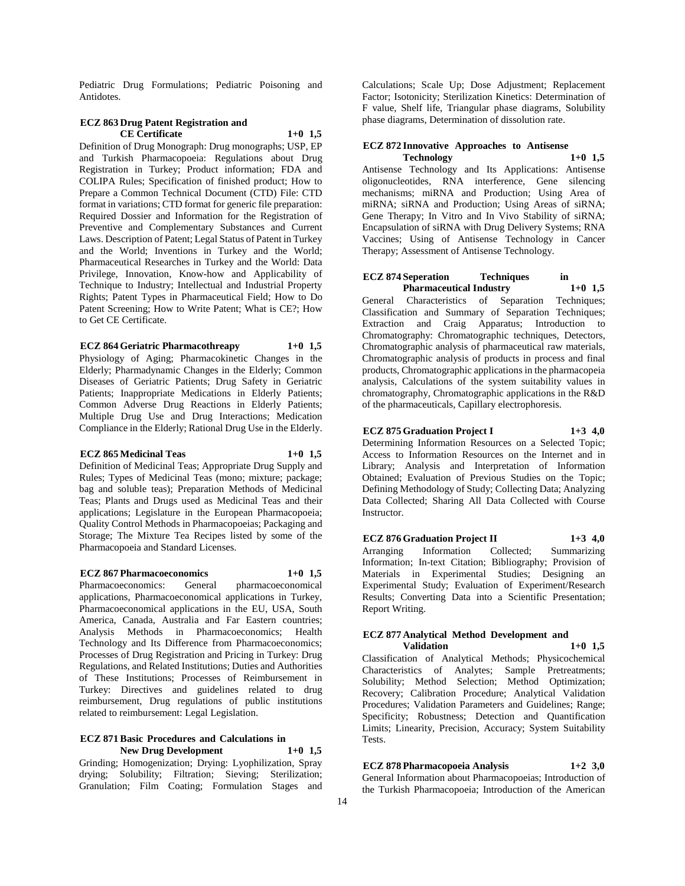Pediatric Drug Formulations; Pediatric Poisoning and Antidotes.

**ECZ 863 Drug Patent Registration and CE Certificate 1+0 1,5**

Definition of Drug Monograph: Drug monographs; USP, EP and Turkish Pharmacopoeia: Regulations about Drug Registration in Turkey; Product information; FDA and COLIPA Rules; Specification of finished product; How to Prepare a Common Technical Document (CTD) File: CTD format in variations; CTD format for generic file preparation: Required Dossier and Information for the Registration of Preventive and Complementary Substances and Current Laws. Description of Patent; Legal Status of Patent in Turkey and the World; Inventions in Turkey and the World; Pharmaceutical Researches in Turkey and the World: Data Privilege, Innovation, Know-how and Applicability of Technique to Industry; Intellectual and Industrial Property Rights; Patent Types in Pharmaceutical Field; How to Do Patent Screening; How to Write Patent; What is CE?; How to Get CE Certificate.

**ECZ 864 Geriatric Pharmacothreapy 1+0 1,5**

Physiology of Aging; Pharmacokinetic Changes in the Elderly; Pharmadynamic Changes in the Elderly; Common Diseases of Geriatric Patients; Drug Safety in Geriatric Patients; Inappropriate Medications in Elderly Patients; Common Adverse Drug Reactions in Elderly Patients; Multiple Drug Use and Drug Interactions; Medication Compliance in the Elderly; Rational Drug Use in the Elderly.

**ECZ 865 Medicinal Teas 1+0 1,5**

Definition of Medicinal Teas; Appropriate Drug Supply and Rules; Types of Medicinal Teas (mono; mixture; package; bag and soluble teas); Preparation Methods of Medicinal Teas; Plants and Drugs used as Medicinal Teas and their applications; Legislature in the European Pharmacopoeia; Quality Control Methods in Pharmacopoeias; Packaging and Storage; The Mixture Tea Recipes listed by some of the Pharmacopoeia and Standard Licenses.

**ECZ 867 Pharmacoeconomics 1+0 1,5**

Pharmacoeconomics: General pharmacoeconomical applications, Pharmacoeconomical applications in Turkey, Pharmacoeconomical applications in the EU, USA, South America, Canada, Australia and Far Eastern countries; Analysis Methods in Pharmacoeconomics; Health Technology and Its Difference from Pharmacoeconomics; Processes of Drug Registration and Pricing in Turkey: Drug Regulations, and Related Institutions; Duties and Authorities of These Institutions; Processes of Reimbursement in Turkey: Directives and guidelines related to drug reimbursement, Drug regulations of public institutions related to reimbursement: Legal Legislation.

**ECZ 871 Basic Procedures and Calculations in New Drug Development 1+0 1,5**

Grinding; Homogenization; Drying: Lyophilization, Spray drying; Solubility; Filtration; Sieving; Sterilization; Granulation; Film Coating; Formulation Stages and Calculations; Scale Up; Dose Adjustment; Replacement Factor; Isotonicity; Sterilization Kinetics: Determination of F value, Shelf life, Triangular phase diagrams, Solubility phase diagrams, Determination of dissolution rate.

**ECZ 872 Innovative Approaches to Antisense Technology 1+0 1,5**

Antisense Technology and Its Applications: Antisense oligonucleotides, RNA interference, Gene silencing mechanisms; miRNA and Production; Using Area of miRNA; siRNA and Production; Using Areas of siRNA; Gene Therapy; In Vitro and In Vivo Stability of siRNA; Encapsulation of siRNA with Drug Delivery Systems; RNA Vaccines; Using of Antisense Technology in Cancer Therapy; Assessment of Antisense Technology.

**ECZ 874 Seperation Techniques in Pharmaceutical Industry 1+0 1,5**

General Characteristics of Separation Techniques; Classification and Summary of Separation Techniques; Extraction and Craig Apparatus; Introduction to Chromatography: Chromatographic techniques, Detectors, Chromatographic analysis of pharmaceutical raw materials, Chromatographic analysis of products in process and final products, Chromatographic applications in the pharmacopeia analysis, Calculations of the system suitability values in chromatography, Chromatographic applications in the R&D of the pharmaceuticals, Capillary electrophoresis.

**ECZ 875 Graduation Project I 1+3 4,0**

Determining Information Resources on a Selected Topic; Access to Information Resources on the Internet and in Library; Analysis and Interpretation of Information Obtained; Evaluation of Previous Studies on the Topic; Defining Methodology of Study; Collecting Data; Analyzing Data Collected; Sharing All Data Collected with Course Instructor.

**ECZ 876 Graduation Project II 1+3 4,0**

Arranging Information Collected; Summarizing Information; In-text Citation; Bibliography; Provision of Materials in Experimental Studies; Designing an Experimental Study; Evaluation of Experiment/Research Results; Converting Data into a Scientific Presentation; Report Writing.

**ECZ 877 Analytical Method Development and Validation 1+0 1,5**

Classification of Analytical Methods; Physicochemical Characteristics of Analytes; Sample Pretreatments; Solubility; Method Selection; Method Optimization; Recovery; Calibration Procedure; Analytical Validation Procedures; Validation Parameters and Guidelines; Range; Specificity; Robustness; Detection and Quantification Limits; Linearity, Precision, Accuracy; System Suitability Tests.

**ECZ 878 Pharmacopoeia Analysis 1+2 3,0**

General Information about Pharmacopoeias; Introduction of the Turkish Pharmacopoeia; Introduction of the American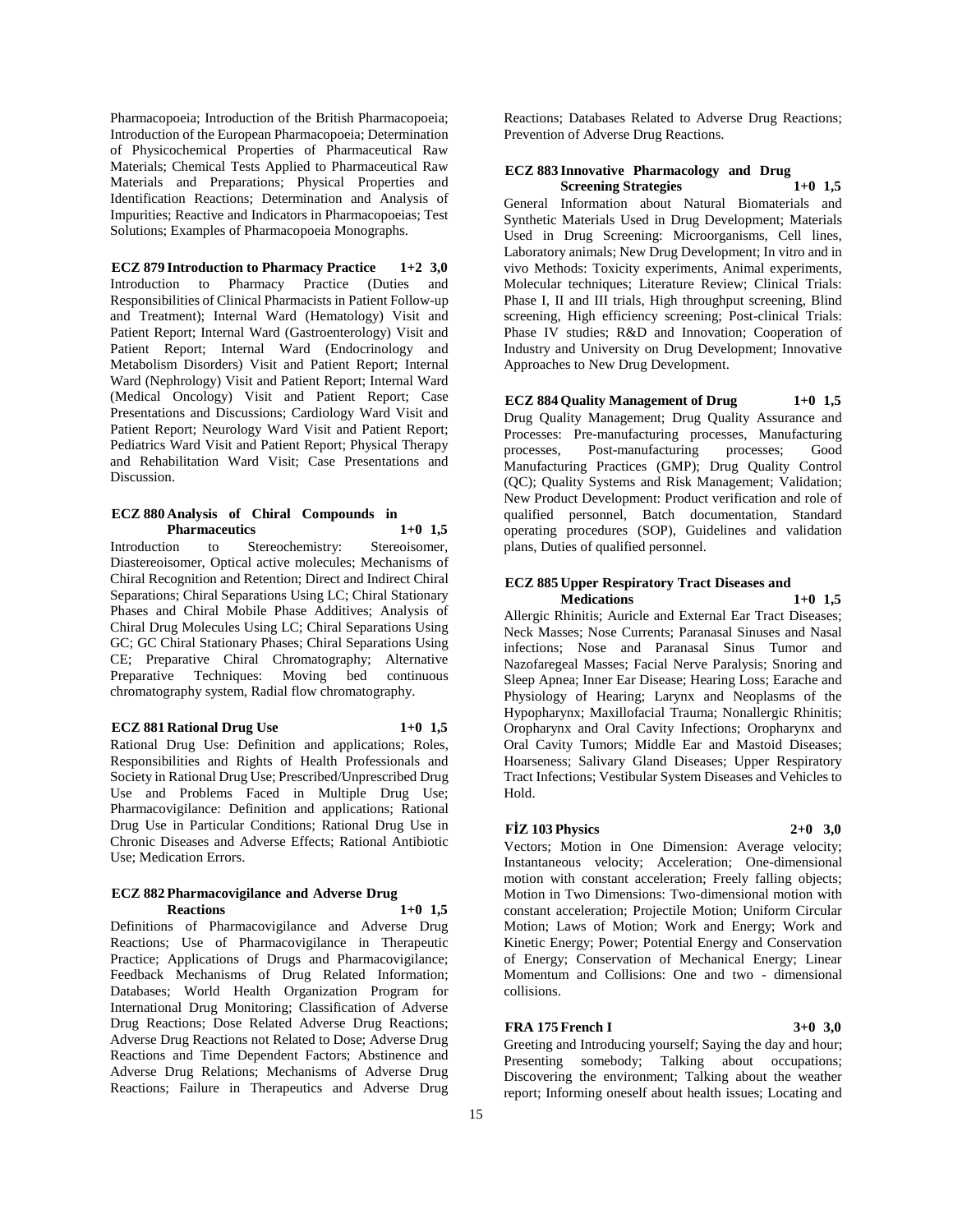Pharmacopoeia; Introduction of the British Pharmacopoeia; Introduction of the European Pharmacopoeia; Determination of Physicochemical Properties of Pharmaceutical Raw Materials; Chemical Tests Applied to Pharmaceutical Raw Materials and Preparations; Physical Properties and Identification Reactions; Determination and Analysis of Impurities; Reactive and Indicators in Pharmacopoeias; Test Solutions; Examples of Pharmacopoeia Monographs.

**ECZ 879 Introduction to Pharmacy Practice 1+2 3,0**
Introduction to Pharmacy Practice (Duties and Responsibilities of Clinical Pharmacists in Patient Follow-up and Treatment); Internal Ward (Hematology) Visit and Patient Report; Internal Ward (Gastroenterology) Visit and Patient Report; Internal Ward (Endocrinology and Metabolism Disorders) Visit and Patient Report; Internal Ward (Nephrology) Visit and Patient Report; Internal Ward (Medical Oncology) Visit and Patient Report; Case Presentations and Discussions; Cardiology Ward Visit and Patient Report; Neurology Ward Visit and Patient Report; Pediatrics Ward Visit and Patient Report; Physical Therapy and Rehabilitation Ward Visit; Case Presentations and Discussion.

**ECZ 880 Analysis of Chiral Compounds in Pharmaceutics 1+0 1,5**
Introduction to Stereochemistry: Stereoisomer, Diastereoisomer, Optical active molecules; Mechanisms of Chiral Recognition and Retention; Direct and Indirect Chiral Separations; Chiral Separations Using LC; Chiral Stationary Phases and Chiral Mobile Phase Additives; Analysis of Chiral Drug Molecules Using LC; Chiral Separations Using GC; GC Chiral Stationary Phases; Chiral Separations Using CE; Preparative Chiral Chromatography; Alternative Preparative Techniques: Moving bed continuous chromatography system, Radial flow chromatography.

**ECZ 881 Rational Drug Use 1+0 1,5**
Rational Drug Use: Definition and applications; Roles, Responsibilities and Rights of Health Professionals and Society in Rational Drug Use; Prescribed/Unprescribed Drug Use and Problems Faced in Multiple Drug Use; Pharmacovigilance: Definition and applications; Rational Drug Use in Particular Conditions; Rational Drug Use in Chronic Diseases and Adverse Effects; Rational Antibiotic Use; Medication Errors.

**ECZ 882 Pharmacovigilance and Adverse Drug Reactions 1+0 1,5**
Definitions of Pharmacovigilance and Adverse Drug Reactions; Use of Pharmacovigilance in Therapeutic Practice; Applications of Drugs and Pharmacovigilance; Feedback Mechanisms of Drug Related Information; Databases; World Health Organization Program for International Drug Monitoring; Classification of Adverse Drug Reactions; Dose Related Adverse Drug Reactions; Adverse Drug Reactions not Related to Dose; Adverse Drug Reactions and Time Dependent Factors; Abstinence and Adverse Drug Relations; Mechanisms of Adverse Drug Reactions; Failure in Therapeutics and Adverse Drug Reactions; Databases Related to Adverse Drug Reactions; Prevention of Adverse Drug Reactions.

**ECZ 883 Innovative Pharmacology and Drug Screening Strategies 1+0 1,5**
General Information about Natural Biomaterials and Synthetic Materials Used in Drug Development; Materials Used in Drug Screening: Microorganisms, Cell lines, Laboratory animals; New Drug Development; In vitro and in vivo Methods: Toxicity experiments, Animal experiments, Molecular techniques; Literature Review; Clinical Trials: Phase I, II and III trials, High throughput screening, Blind screening, High efficiency screening; Post-clinical Trials: Phase IV studies; R&D and Innovation; Cooperation of Industry and University on Drug Development; Innovative Approaches to New Drug Development.

**ECZ 884 Quality Management of Drug 1+0 1,5**
Drug Quality Management; Drug Quality Assurance and Processes: Pre-manufacturing processes, Manufacturing processes, Post-manufacturing processes; Good Manufacturing Practices (GMP); Drug Quality Control (QC); Quality Systems and Risk Management; Validation; New Product Development: Product verification and role of qualified personnel, Batch documentation, Standard operating procedures (SOP), Guidelines and validation plans, Duties of qualified personnel.

**ECZ 885 Upper Respiratory Tract Diseases and Medications 1+0 1,5**
Allergic Rhinitis; Auricle and External Ear Tract Diseases; Neck Masses; Nose Currents; Paranasal Sinuses and Nasal infections; Nose and Paranasal Sinus Tumor and Nazofaregeal Masses; Facial Nerve Paralysis; Snoring and Sleep Apnea; Inner Ear Disease; Hearing Loss; Earache and Physiology of Hearing; Larynx and Neoplasms of the Hypopharynx; Maxillofacial Trauma; Nonallergic Rhinitis; Oropharynx and Oral Cavity Infections; Oropharynx and Oral Cavity Tumors; Middle Ear and Mastoid Diseases; Hoarseness; Salivary Gland Diseases; Upper Respiratory Tract Infections; Vestibular System Diseases and Vehicles to Hold.

**FİZ 103 Physics 2+0 3,0**
Vectors; Motion in One Dimension: Average velocity; Instantaneous velocity; Acceleration; One-dimensional motion with constant acceleration; Freely falling objects; Motion in Two Dimensions: Two-dimensional motion with constant acceleration; Projectile Motion; Uniform Circular Motion; Laws of Motion; Work and Energy; Work and Kinetic Energy; Power; Potential Energy and Conservation of Energy; Conservation of Mechanical Energy; Linear Momentum and Collisions: One and two - dimensional collisions.

**FRA 175 French I 3+0 3,0**
Greeting and Introducing yourself; Saying the day and hour; Presenting somebody; Talking about occupations; Discovering the environment; Talking about the weather report; Informing oneself about health issues; Locating and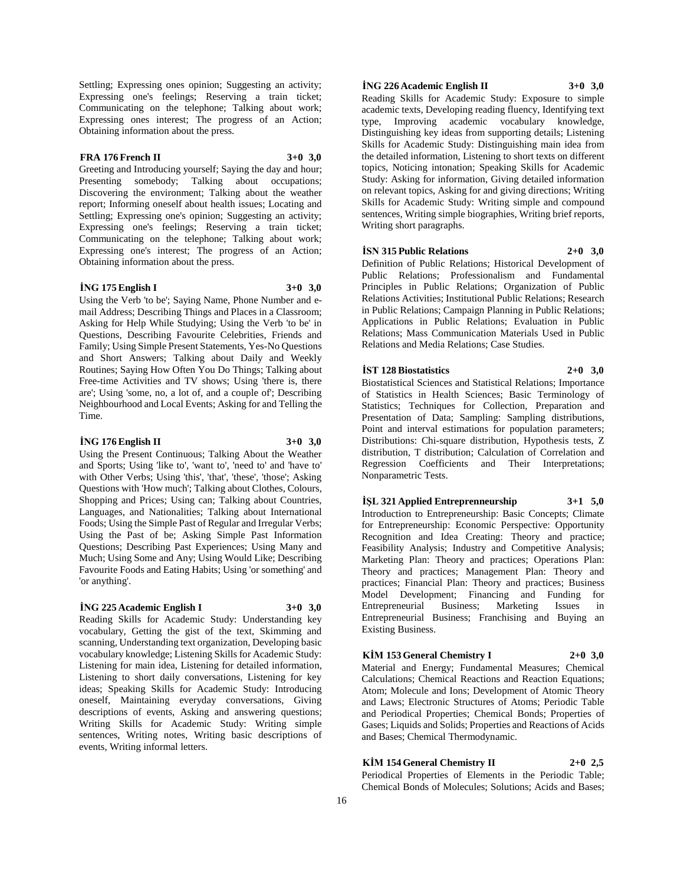Settling; Expressing ones opinion; Suggesting an activity; Expressing one's feelings; Reserving a train ticket; Communicating on the telephone; Talking about work; Expressing ones interest; The progress of an Action; Obtaining information about the press.

**FRA 176 French II 3+0 3,0**

Greeting and Introducing yourself; Saying the day and hour; Presenting somebody; Talking about occupations; Discovering the environment; Talking about the weather report; Informing oneself about health issues; Locating and Settling; Expressing one's opinion; Suggesting an activity; Expressing one's feelings; Reserving a train ticket; Communicating on the telephone; Talking about work; Expressing one's interest; The progress of an Action; Obtaining information about the press.

**İNG 175 English I 3+0 3,0**

Using the Verb 'to be'; Saying Name, Phone Number and e-mail Address; Describing Things and Places in a Classroom; Asking for Help While Studying; Using the Verb 'to be' in Questions, Describing Favourite Celebrities, Friends and Family; Using Simple Present Statements, Yes-No Questions and Short Answers; Talking about Daily and Weekly Routines; Saying How Often You Do Things; Talking about Free-time Activities and TV shows; Using 'there is, there are'; Using 'some, no, a lot of, and a couple of'; Describing Neighbourhood and Local Events; Asking for and Telling the Time.

**İNG 176 English II 3+0 3,0**

Using the Present Continuous; Talking About the Weather and Sports; Using 'like to', 'want to', 'need to' and 'have to' with Other Verbs; Using 'this', 'that', 'these', 'those'; Asking Questions with 'How much'; Talking about Clothes, Colours, Shopping and Prices; Using can; Talking about Countries, Languages, and Nationalities; Talking about International Foods; Using the Simple Past of Regular and Irregular Verbs; Using the Past of be; Asking Simple Past Information Questions; Describing Past Experiences; Using Many and Much; Using Some and Any; Using Would Like; Describing Favourite Foods and Eating Habits; Using 'or something' and 'or anything'.

**İNG 225 Academic English I 3+0 3,0**

Reading Skills for Academic Study: Understanding key vocabulary, Getting the gist of the text, Skimming and scanning, Understanding text organization, Developing basic vocabulary knowledge; Listening Skills for Academic Study: Listening for main idea, Listening for detailed information, Listening to short daily conversations, Listening for key ideas; Speaking Skills for Academic Study: Introducing oneself, Maintaining everyday conversations, Giving descriptions of events, Asking and answering questions; Writing Skills for Academic Study: Writing simple sentences, Writing notes, Writing basic descriptions of events, Writing informal letters.

**İNG 226 Academic English II 3+0 3,0**

Reading Skills for Academic Study: Exposure to simple academic texts, Developing reading fluency, Identifying text type, Improving academic vocabulary knowledge, Distinguishing key ideas from supporting details; Listening Skills for Academic Study: Distinguishing main idea from the detailed information, Listening to short texts on different topics, Noticing intonation; Speaking Skills for Academic Study: Asking for information, Giving detailed information on relevant topics, Asking for and giving directions; Writing Skills for Academic Study: Writing simple and compound sentences, Writing simple biographies, Writing brief reports, Writing short paragraphs.

**İSN 315 Public Relations 2+0 3,0**

Definition of Public Relations; Historical Development of Public Relations; Professionalism and Fundamental Principles in Public Relations; Organization of Public Relations Activities; Institutional Public Relations; Research in Public Relations; Campaign Planning in Public Relations; Applications in Public Relations; Evaluation in Public Relations; Mass Communication Materials Used in Public Relations and Media Relations; Case Studies.

**İST 128 Biostatistics 2+0 3,0**

Biostatistical Sciences and Statistical Relations; Importance of Statistics in Health Sciences; Basic Terminology of Statistics; Techniques for Collection, Preparation and Presentation of Data; Sampling: Sampling distributions, Point and interval estimations for population parameters; Distributions: Chi-square distribution, Hypothesis tests, Z distribution, T distribution; Calculation of Correlation and Regression Coefficients and Their Interpretations; Nonparametric Tests.

**İŞL 321 Applied Entreprenneurship 3+1 5,0**

Introduction to Entrepreneurship: Basic Concepts; Climate for Entrepreneurship: Economic Perspective: Opportunity Recognition and Idea Creating: Theory and practice; Feasibility Analysis; Industry and Competitive Analysis; Marketing Plan: Theory and practices; Operations Plan: Theory and practices; Management Plan: Theory and practices; Financial Plan: Theory and practices; Business Model Development; Financing and Funding for Entrepreneurial Business; Marketing Issues in Entrepreneurial Business; Franchising and Buying an Existing Business.

**KİM 153 General Chemistry I 2+0 3,0**

Material and Energy; Fundamental Measures; Chemical Calculations; Chemical Reactions and Reaction Equations; Atom; Molecule and Ions; Development of Atomic Theory and Laws; Electronic Structures of Atoms; Periodic Table and Periodical Properties; Chemical Bonds; Properties of Gases; Liquids and Solids; Properties and Reactions of Acids and Bases; Chemical Thermodynamic.

**KİM 154 General Chemistry II 2+0 2,5**

Periodical Properties of Elements in the Periodic Table; Chemical Bonds of Molecules; Solutions; Acids and Bases;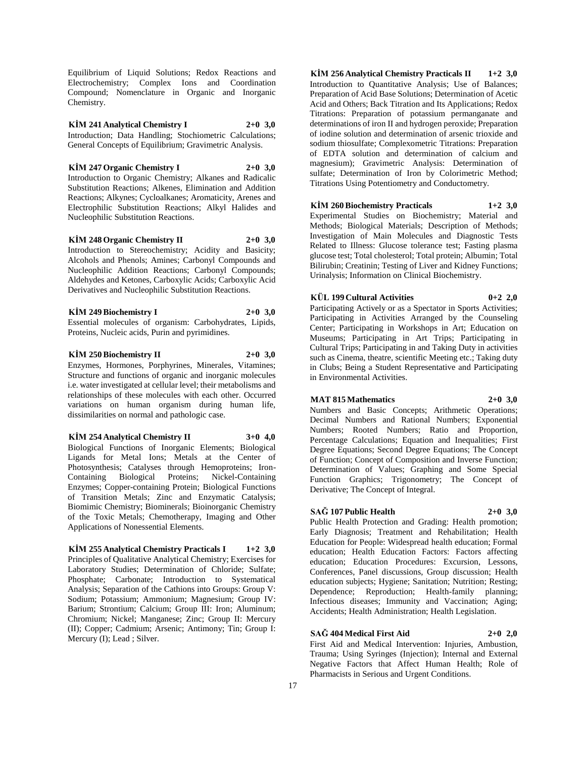Equilibrium of Liquid Solutions; Redox Reactions and Electrochemistry; Complex Ions and Coordination Compound; Nomenclature in Organic and Inorganic Chemistry.

**KİM 241 Analytical Chemistry I 2+0 3,0**
Introduction; Data Handling; Stochiometric Calculations; General Concepts of Equilibrium; Gravimetric Analysis.

**KİM 247 Organic Chemistry I 2+0 3,0**
Introduction to Organic Chemistry; Alkanes and Radicalic Substitution Reactions; Alkenes, Elimination and Addition Reactions; Alkynes; Cycloalkanes; Aromaticity, Arenes and Electrophilic Substitution Reactions; Alkyl Halides and Nucleophilic Substitution Reactions.

**KİM 248 Organic Chemistry II 2+0 3,0**
Introduction to Stereochemistry; Acidity and Basicity; Alcohols and Phenols; Amines; Carbonyl Compounds and Nucleophilic Addition Reactions; Carbonyl Compounds; Aldehydes and Ketones, Carboxylic Acids; Carboxylic Acid Derivatives and Nucleophilic Substitution Reactions.

**KİM 249 Biochemistry I 2+0 3,0**
Essential molecules of organism: Carbohydrates, Lipids, Proteins, Nucleic acids, Purin and pyrimidines.

**KİM 250 Biochemistry II 2+0 3,0**
Enzymes, Hormones, Porphyrines, Minerales, Vitamines; Structure and functions of organic and inorganic molecules i.e. water investigated at cellular level; their metabolisms and relationships of these molecules with each other. Occurred variations on human organism during human life, dissimilarities on normal and pathologic case.

**KİM 254 Analytical Chemistry II 3+0 4,0**
Biological Functions of Inorganic Elements; Biological Ligands for Metal Ions; Metals at the Center of Photosynthesis; Catalyses through Hemoproteins; Iron-Containing Biological Proteins; Nickel-Containing Enzymes; Copper-containing Protein; Biological Functions of Transition Metals; Zinc and Enzymatic Catalysis; Biomimic Chemistry; Biominerals; Bioinorganic Chemistry of the Toxic Metals; Chemotherapy, Imaging and Other Applications of Nonessential Elements.

**KİM 255 Analytical Chemistry Practicals I 1+2 3,0**
Principles of Qualitative Analytical Chemistry; Exercises for Laboratory Studies; Determination of Chloride; Sulfate; Phosphate; Carbonate; Introduction to Systematical Analysis; Separation of the Cathions into Groups: Group V: Sodium; Potassium; Ammonium; Magnesium; Group IV: Barium; Strontium; Calcium; Group III: Iron; Aluminum; Chromium; Nickel; Manganese; Zinc; Group II: Mercury (II); Copper; Cadmium; Arsenic; Antimony; Tin; Group I: Mercury (I); Lead ; Silver.

**KİM 256 Analytical Chemistry Practicals II 1+2 3,0**
Introduction to Quantitative Analysis; Use of Balances; Preparation of Acid Base Solutions; Determination of Acetic Acid and Others; Back Titration and Its Applications; Redox Titrations: Preparation of potassium permanganate and determinations of iron II and hydrogen peroxide; Preparation of iodine solution and determination of arsenic trioxide and sodium thiosulfate; Complexometric Titrations: Preparation of EDTA solution and determination of calcium and magnesium); Gravimetric Analysis: Determination of sulfate; Determination of Iron by Colorimetric Method; Titrations Using Potentiometry and Conductometry.

**KİM 260 Biochemistry Practicals 1+2 3,0**
Experimental Studies on Biochemistry; Material and Methods; Biological Materials; Description of Methods; Investigation of Main Molecules and Diagnostic Tests Related to Illness: Glucose tolerance test; Fasting plasma glucose test; Total cholesterol; Total protein; Albumin; Total Bilirubin; Creatinin; Testing of Liver and Kidney Functions; Urinalysis; Information on Clinical Biochemistry.

**KÜL 199 Cultural Activities 0+2 2,0**
Participating Actively or as a Spectator in Sports Activities; Participating in Activities Arranged by the Counseling Center; Participating in Workshops in Art; Education on Museums; Participating in Art Trips; Participating in Cultural Trips; Participating in and Taking Duty in activities such as Cinema, theatre, scientific Meeting etc.; Taking duty in Clubs; Being a Student Representative and Participating in Environmental Activities.

**MAT 815 Mathematics 2+0 3,0**
Numbers and Basic Concepts; Arithmetic Operations; Decimal Numbers and Rational Numbers; Exponential Numbers; Rooted Numbers; Ratio and Proportion, Percentage Calculations; Equation and Inequalities; First Degree Equations; Second Degree Equations; The Concept of Function; Concept of Composition and Inverse Function; Determination of Values; Graphing and Some Special Function Graphics; Trigonometry; The Concept of Derivative; The Concept of Integral.

**SAĞ 107 Public Health 2+0 3,0**
Public Health Protection and Grading: Health promotion; Early Diagnosis; Treatment and Rehabilitation; Health Education for People: Widespread health education; Formal education; Health Education Factors: Factors affecting education; Education Procedures: Excursion, Lessons, Conferences, Panel discussions, Group discussion; Health education subjects; Hygiene; Sanitation; Nutrition; Resting; Dependence; Reproduction; Health-family planning; Infectious diseases; Immunity and Vaccination; Aging; Accidents; Health Administration; Health Legislation.

**SAĞ 404 Medical First Aid 2+0 2,0**
First Aid and Medical Intervention: Injuries, Ambustion, Trauma; Using Syringes (Injection); Internal and External Negative Factors that Affect Human Health; Role of Pharmacists in Serious and Urgent Conditions.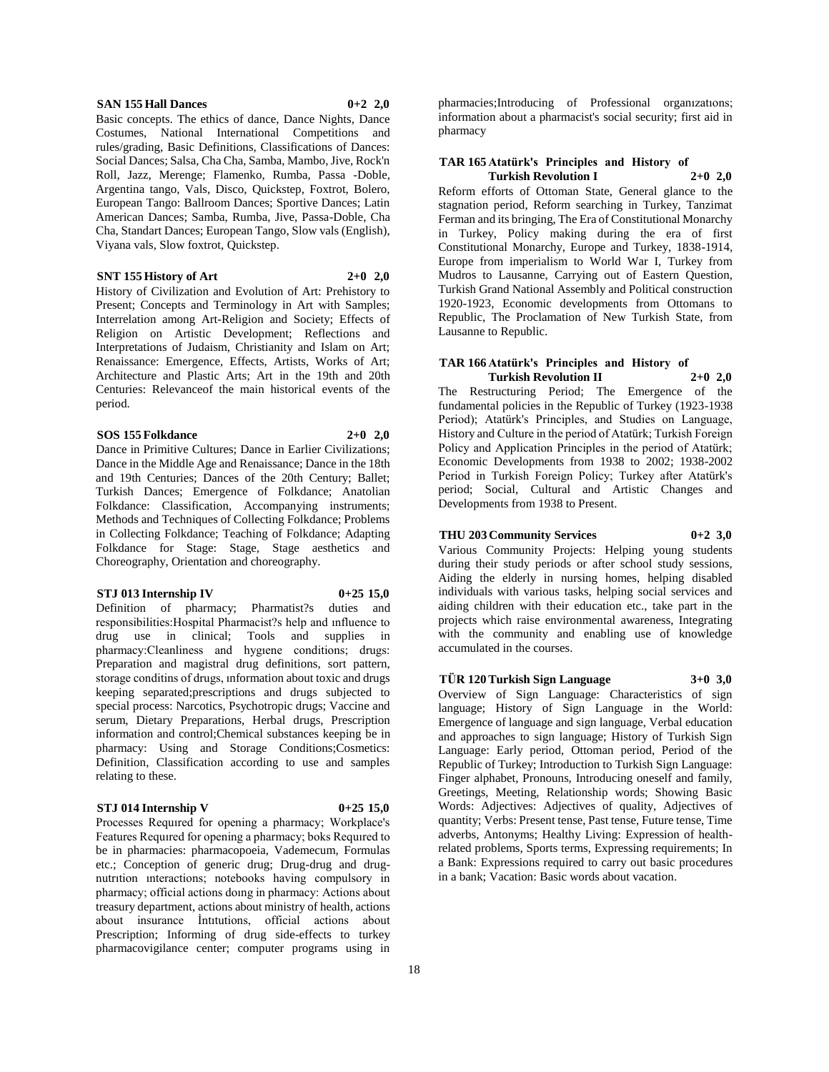**SAN 155 Hall Dances 0+2 2,0**

Basic concepts. The ethics of dance, Dance Nights, Dance Costumes, National International Competitions and rules/grading, Basic Definitions, Classifications of Dances: Social Dances; Salsa, Cha Cha, Samba, Mambo, Jive, Rock'n Roll, Jazz, Merenge; Flamenko, Rumba, Passa -Doble, Argentina tango, Vals, Disco, Quickstep, Foxtrot, Bolero, European Tango: Ballroom Dances; Sportive Dances; Latin American Dances; Samba, Rumba, Jive, Passa-Doble, Cha Cha, Standart Dances; European Tango, Slow vals (English), Viyana vals, Slow foxtrot, Quickstep.

**SNT 155 History of Art 2+0 2,0**

History of Civilization and Evolution of Art: Prehistory to Present; Concepts and Terminology in Art with Samples; Interrelation among Art-Religion and Society; Effects of Religion on Artistic Development; Reflections and Interpretations of Judaism, Christianity and Islam on Art; Renaissance: Emergence, Effects, Artists, Works of Art; Architecture and Plastic Arts; Art in the 19th and 20th Centuries: Relevanceof the main historical events of the period.

**SOS 155 Folkdance 2+0 2,0**

Dance in Primitive Cultures; Dance in Earlier Civilizations; Dance in the Middle Age and Renaissance; Dance in the 18th and 19th Centuries; Dances of the 20th Century; Ballet; Turkish Dances; Emergence of Folkdance; Anatolian Folkdance: Classification, Accompanying instruments; Methods and Techniques of Collecting Folkdance; Problems in Collecting Folkdance; Teaching of Folkdance; Adapting Folkdance for Stage: Stage, Stage aesthetics and Choreography, Orientation and choreography.

**STJ 013 Internship IV 0+25 15,0**

Definition of pharmacy; Pharmatist?s duties and responsibilities:Hospital Pharmacist?s help and ınfluence to drug use in clinical; Tools and supplies in pharmacy:Cleanliness and hygıene conditions; drugs: Preparation and magistral drug definitions, sort pattern, storage conditins of drugs, ınformation about toxic and drugs keeping separated;prescriptions and drugs subjected to special process: Narcotics, Psychotropic drugs; Vaccine and serum, Dietary Preparations, Herbal drugs, Prescription information and control;Chemical substances keeping be in pharmacy: Using and Storage Conditions;Cosmetics: Definition, Classification according to use and samples relating to these.

**STJ 014 Internship V 0+25 15,0**

Processes Requıred for opening a pharmacy; Workplace's Features Requıred for opening a pharmacy; boks Requıred to be in pharmacies: pharmacopoeia, Vademecum, Formulas etc.; Conception of generic drug; Drug-drug and drug-nutrıtion ınteractions; notebooks having compulsory in pharmacy; official actions doıng in pharmacy: Actions about treasury department, actions about ministry of health, actions about insurance İntıtutions, official actions about Prescription; Informing of drug side-effects to turkey pharmacovigilance center; computer programs using in pharmacies;Introducing of Professional organızatıons; information about a pharmacist's social security; first aid in pharmacy

**TAR 165 Atatürk's Principles and History of Turkish Revolution I 2+0 2,0**

Reform efforts of Ottoman State, General glance to the stagnation period, Reform searching in Turkey, Tanzimat Ferman and its bringing, The Era of Constitutional Monarchy in Turkey, Policy making during the era of first Constitutional Monarchy, Europe and Turkey, 1838-1914, Europe from imperialism to World War I, Turkey from Mudros to Lausanne, Carrying out of Eastern Question, Turkish Grand National Assembly and Political construction 1920-1923, Economic developments from Ottomans to Republic, The Proclamation of New Turkish State, from Lausanne to Republic.

**TAR 166 Atatürk's Principles and History of Turkish Revolution II 2+0 2,0**

The Restructuring Period; The Emergence of the fundamental policies in the Republic of Turkey (1923-1938 Period); Atatürk's Principles, and Studies on Language, History and Culture in the period of Atatürk; Turkish Foreign Policy and Application Principles in the period of Atatürk; Economic Developments from 1938 to 2002; 1938-2002 Period in Turkish Foreign Policy; Turkey after Atatürk's period; Social, Cultural and Artistic Changes and Developments from 1938 to Present.

**THU 203 Community Services 0+2 3,0**

Various Community Projects: Helping young students during their study periods or after school study sessions, Aiding the elderly in nursing homes, helping disabled individuals with various tasks, helping social services and aiding children with their education etc., take part in the projects which raise environmental awareness, Integrating with the community and enabling use of knowledge accumulated in the courses.

**TÜR 120 Turkish Sign Language 3+0 3,0**

Overview of Sign Language: Characteristics of sign language; History of Sign Language in the World: Emergence of language and sign language, Verbal education and approaches to sign language; History of Turkish Sign Language: Early period, Ottoman period, Period of the Republic of Turkey; Introduction to Turkish Sign Language: Finger alphabet, Pronouns, Introducing oneself and family, Greetings, Meeting, Relationship words; Showing Basic Words: Adjectives: Adjectives of quality, Adjectives of quantity; Verbs: Present tense, Past tense, Future tense, Time adverbs, Antonyms; Healthy Living: Expression of health-related problems, Sports terms, Expressing requirements; In a Bank: Expressions required to carry out basic procedures in a bank; Vacation: Basic words about vacation.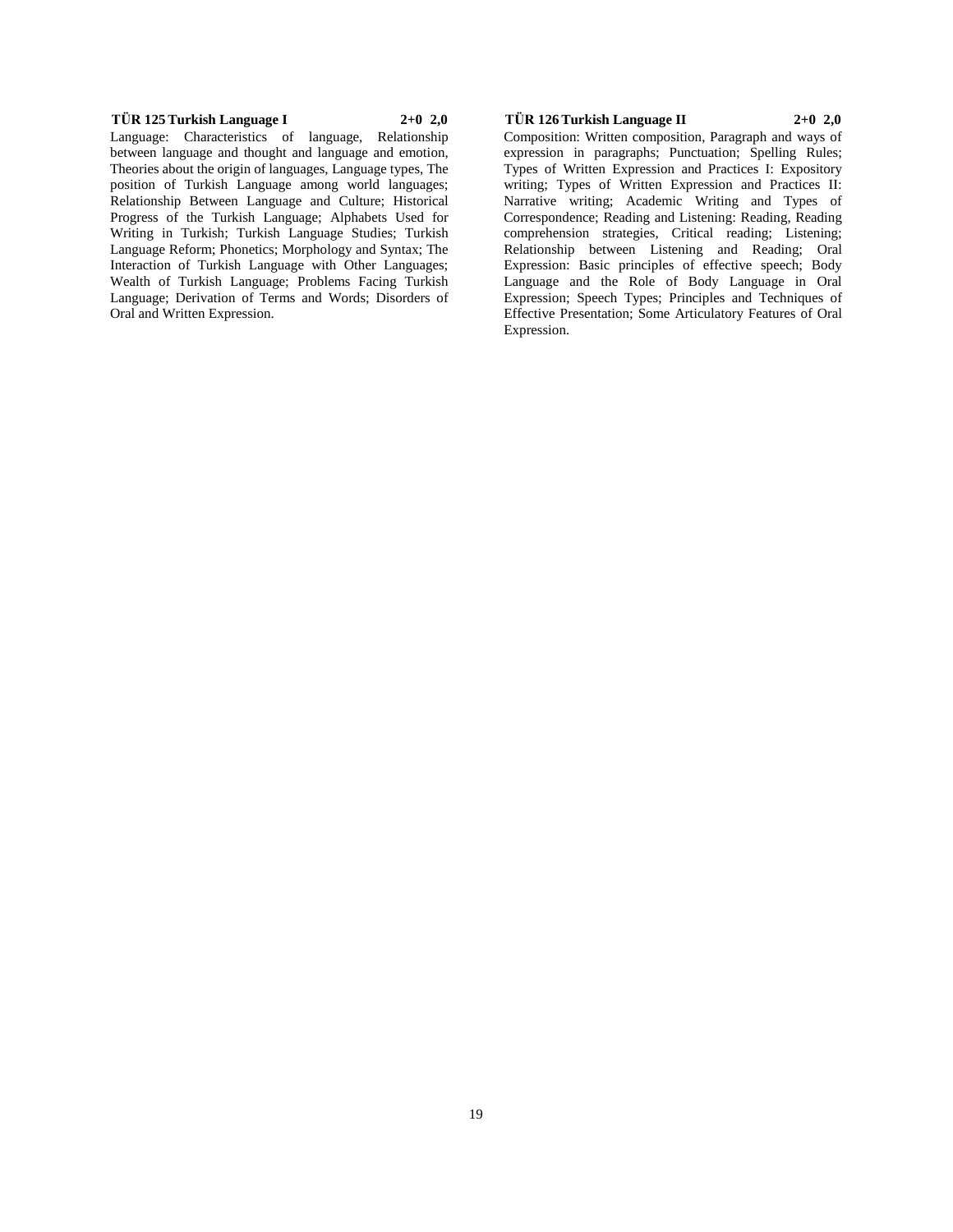**TÜR 125 Turkish Language I 2+0 2,0**

Language: Characteristics of language, Relationship between language and thought and language and emotion, Theories about the origin of languages, Language types, The position of Turkish Language among world languages; Relationship Between Language and Culture; Historical Progress of the Turkish Language; Alphabets Used for Writing in Turkish; Turkish Language Studies; Turkish Language Reform; Phonetics; Morphology and Syntax; The Interaction of Turkish Language with Other Languages; Wealth of Turkish Language; Problems Facing Turkish Language; Derivation of Terms and Words; Disorders of Oral and Written Expression.

**TÜR 126 Turkish Language II 2+0 2,0**

Composition: Written composition, Paragraph and ways of expression in paragraphs; Punctuation; Spelling Rules; Types of Written Expression and Practices I: Expository writing; Types of Written Expression and Practices II: Narrative writing; Academic Writing and Types of Correspondence; Reading and Listening: Reading, Reading comprehension strategies, Critical reading; Listening; Relationship between Listening and Reading; Oral Expression: Basic principles of effective speech; Body Language and the Role of Body Language in Oral Expression; Speech Types; Principles and Techniques of Effective Presentation; Some Articulatory Features of Oral Expression.